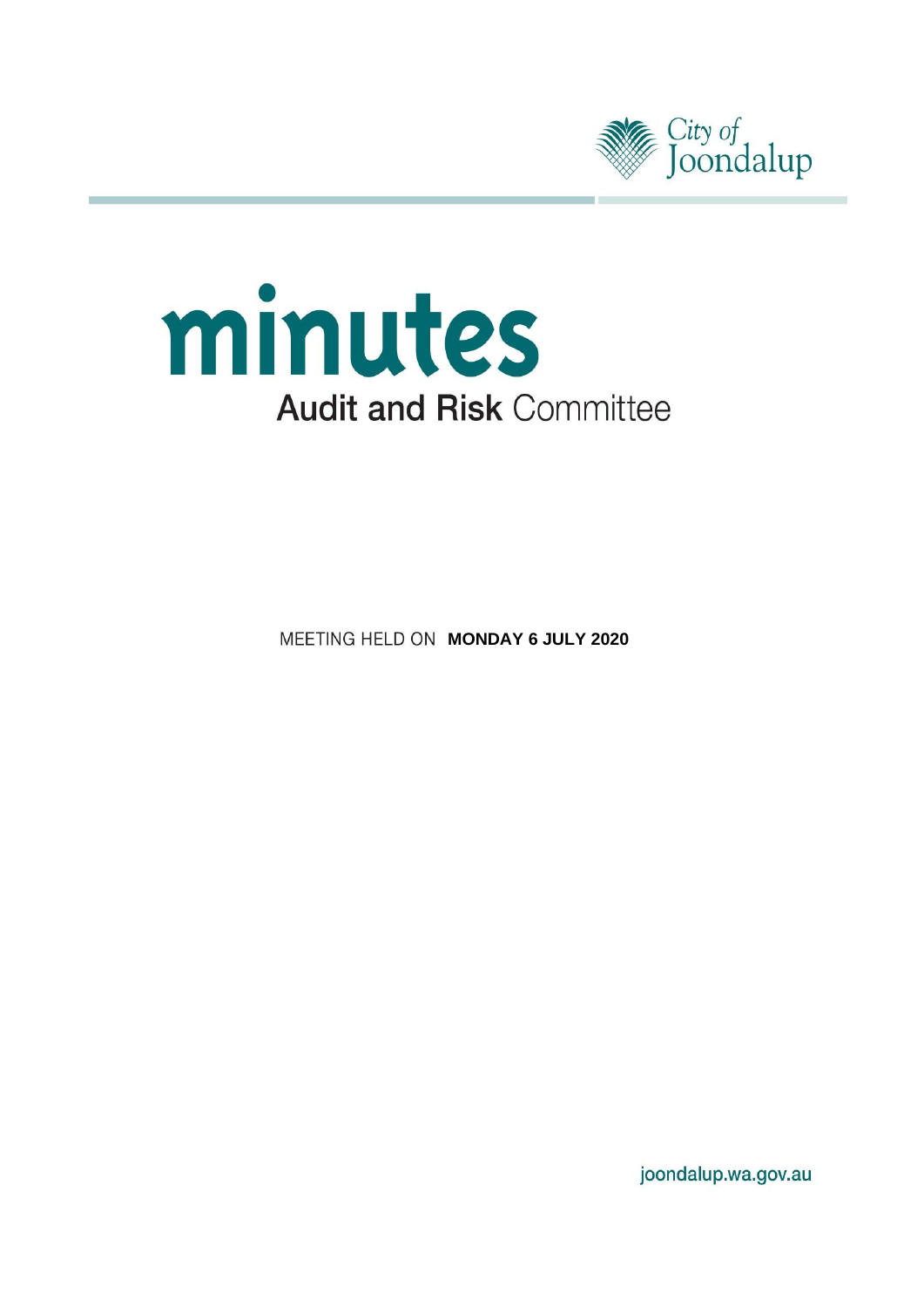City of Joondalup

# minutes

## Audit and Risk Committee

MEETING HELD ON **MONDAY 6 JULY 2020**

joondalup.wa.gov.au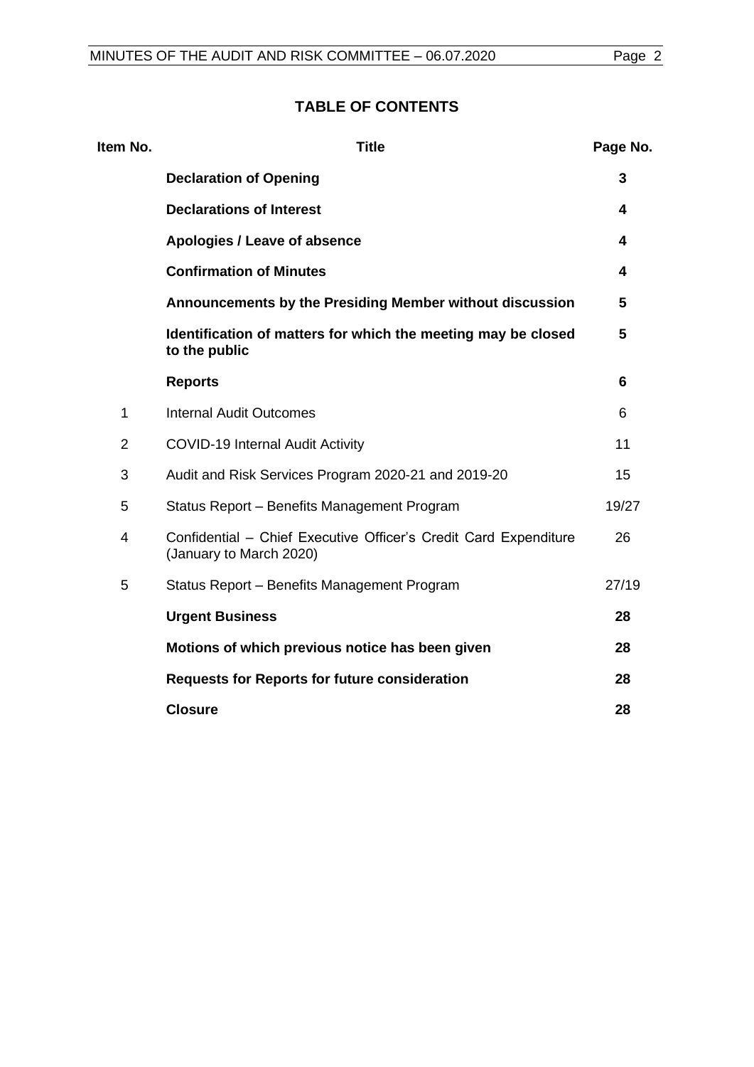# TABLE OF CONTENTS

| Item No. | Title | Page No. |
|---|---|---|
| | **Declaration of Opening** | **3** |
| | **Declarations of Interest** | **4** |
| | **Apologies / Leave of absence** | **4** |
| | **Confirmation of Minutes** | **4** |
| | **Announcements by the Presiding Member without discussion** | **5** |
| | **Identification of matters for which the meeting may be closed to the public** | **5** |
| | **Reports** | **6** |
| 1 | Internal Audit Outcomes | 6 |
| 2 | COVID-19 Internal Audit Activity | 11 |
| 3 | Audit and Risk Services Program 2020-21 and 2019-20 | 15 |
| 5 | Status Report – Benefits Management Program | 19/27 |
| 4 | Confidential – Chief Executive Officer's Credit Card Expenditure (January to March 2020) | 26 |
| 5 | Status Report – Benefits Management Program | 27/19 |
| | **Urgent Business** | **28** |
| | **Motions of which previous notice has been given** | **28** |
| | **Requests for Reports for future consideration** | **28** |
| | **Closure** | **28** |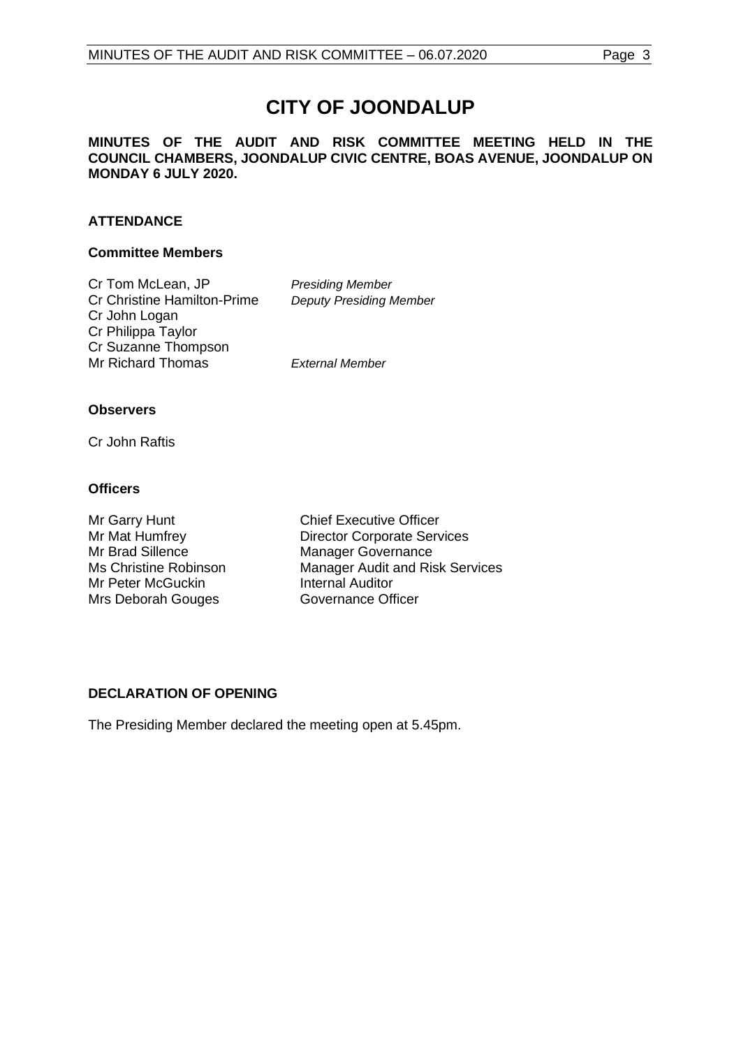# CITY OF JOONDALUP

**MINUTES OF THE AUDIT AND RISK COMMITTEE MEETING HELD IN THE COUNCIL CHAMBERS, JOONDALUP CIVIC CENTRE, BOAS AVENUE, JOONDALUP ON MONDAY 6 JULY 2020.**

## ATTENDANCE

### Committee Members

| | |
|---|---|
| Cr Tom McLean, JP | *Presiding Member* |
| Cr Christine Hamilton-Prime | *Deputy Presiding Member* |
| Cr John Logan | |
| Cr Philippa Taylor | |
| Cr Suzanne Thompson | |
| Mr Richard Thomas | *External Member* |

### Observers

Cr John Raftis

### Officers

| | |
|---|---|
| Mr Garry Hunt | Chief Executive Officer |
| Mr Mat Humfrey | Director Corporate Services |
| Mr Brad Sillence | Manager Governance |
| Ms Christine Robinson | Manager Audit and Risk Services |
| Mr Peter McGuckin | Internal Auditor |
| Mrs Deborah Gouges | Governance Officer |

## DECLARATION OF OPENING

The Presiding Member declared the meeting open at 5.45pm.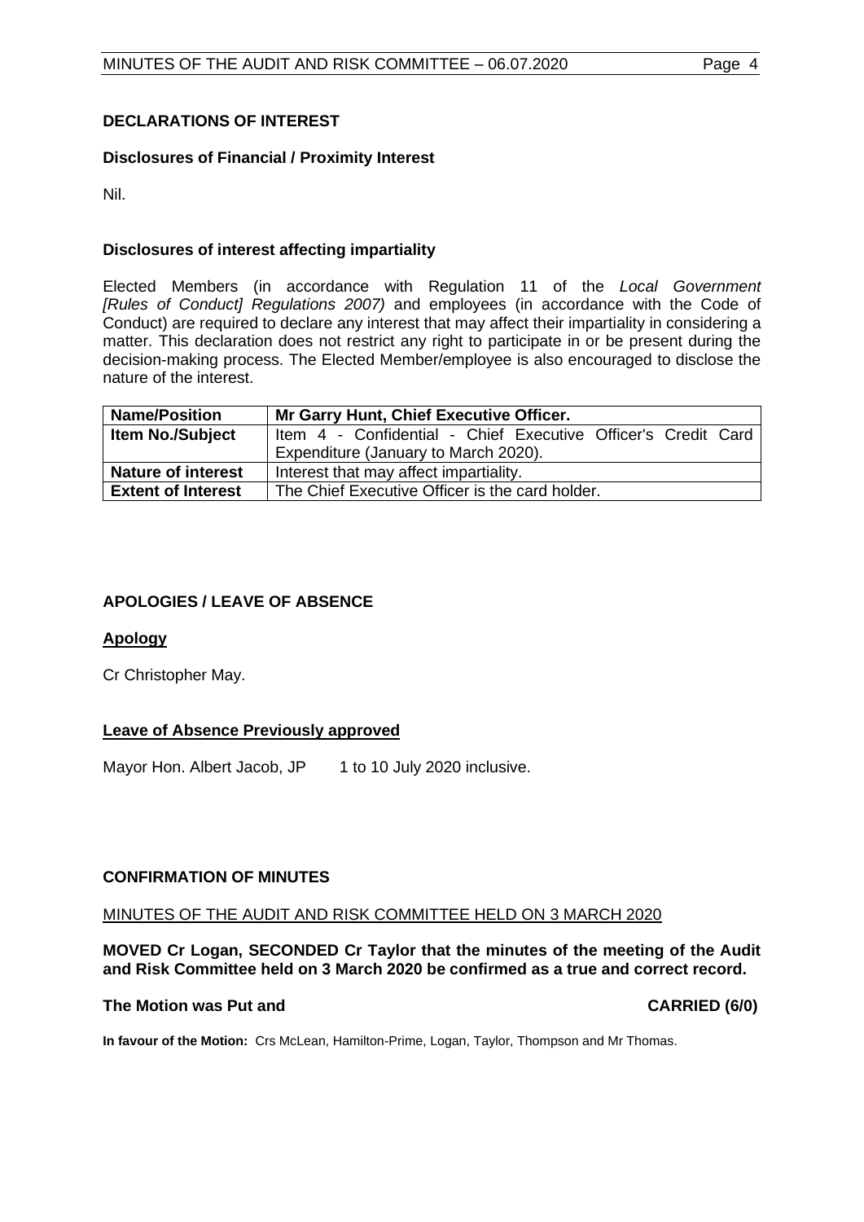## DECLARATIONS OF INTEREST

### Disclosures of Financial / Proximity Interest

Nil.

### Disclosures of interest affecting impartiality

Elected Members (in accordance with Regulation 11 of the *Local Government [Rules of Conduct] Regulations 2007)* and employees (in accordance with the Code of Conduct) are required to declare any interest that may affect their impartiality in considering a matter. This declaration does not restrict any right to participate in or be present during the decision-making process. The Elected Member/employee is also encouraged to disclose the nature of the interest.

| **Name/Position** | **Mr Garry Hunt, Chief Executive Officer.** |
|---|---|
| **Item No./Subject** | Item 4 - Confidential - Chief Executive Officer's Credit Card Expenditure (January to March 2020). |
| **Nature of interest** | Interest that may affect impartiality. |
| **Extent of Interest** | The Chief Executive Officer is the card holder. |

## APOLOGIES / LEAVE OF ABSENCE

### Apology

Cr Christopher May.

### Leave of Absence Previously approved

Mayor Hon. Albert Jacob, JP    1 to 10 July 2020 inclusive.

## CONFIRMATION OF MINUTES

MINUTES OF THE AUDIT AND RISK COMMITTEE HELD ON 3 MARCH 2020

**MOVED Cr Logan, SECONDED Cr Taylor that the minutes of the meeting of the Audit and Risk Committee held on 3 March 2020 be confirmed as a true and correct record.**

**The Motion was Put and CARRIED (6/0)**

**In favour of the Motion:** Crs McLean, Hamilton-Prime, Logan, Taylor, Thompson and Mr Thomas.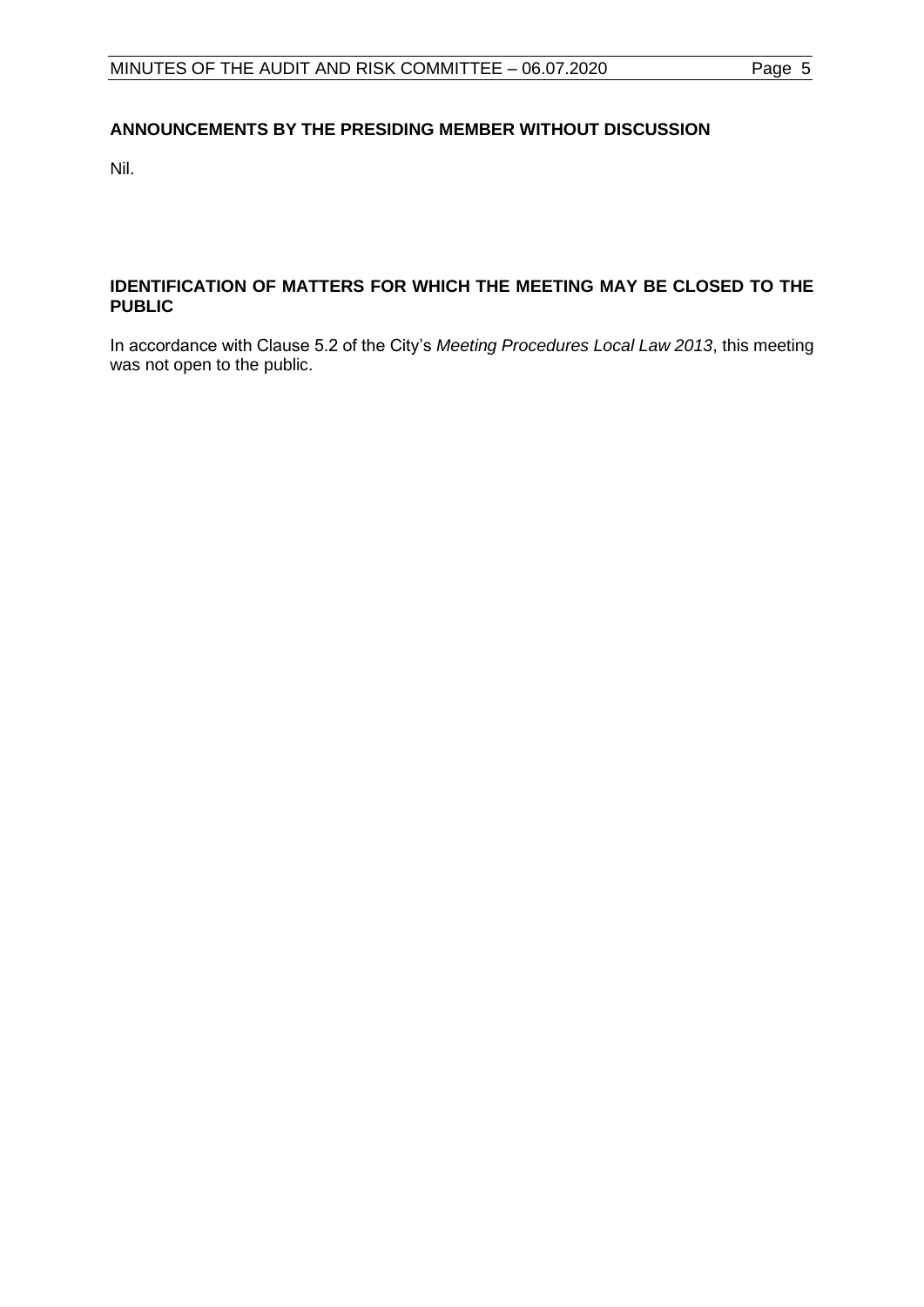## ANNOUNCEMENTS BY THE PRESIDING MEMBER WITHOUT DISCUSSION

Nil.

## IDENTIFICATION OF MATTERS FOR WHICH THE MEETING MAY BE CLOSED TO THE PUBLIC

In accordance with Clause 5.2 of the City's *Meeting Procedures Local Law 2013*, this meeting was not open to the public.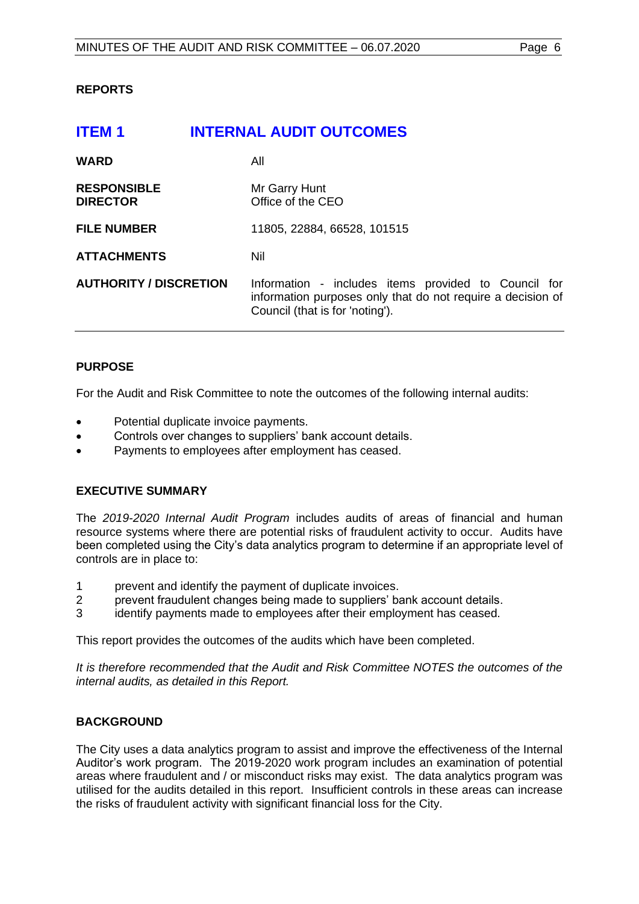## REPORTS

# ITEM 1 INTERNAL AUDIT OUTCOMES

| | |
|---|---|
| **WARD** | All |
| **RESPONSIBLE DIRECTOR** | Mr Garry Hunt<br>Office of the CEO |
| **FILE NUMBER** | 11805, 22884, 66528, 101515 |
| **ATTACHMENTS** | Nil |
| **AUTHORITY / DISCRETION** | Information - includes items provided to Council for information purposes only that do not require a decision of Council (that is for 'noting'). |

### PURPOSE

For the Audit and Risk Committee to note the outcomes of the following internal audits:

- Potential duplicate invoice payments.
- Controls over changes to suppliers' bank account details.
- Payments to employees after employment has ceased.

### EXECUTIVE SUMMARY

The *2019-2020 Internal Audit Program* includes audits of areas of financial and human resource systems where there are potential risks of fraudulent activity to occur. Audits have been completed using the City's data analytics program to determine if an appropriate level of controls are in place to:

1. prevent and identify the payment of duplicate invoices.
2. prevent fraudulent changes being made to suppliers' bank account details.
3. identify payments made to employees after their employment has ceased.

This report provides the outcomes of the audits which have been completed.

*It is therefore recommended that the Audit and Risk Committee NOTES the outcomes of the internal audits, as detailed in this Report.*

### BACKGROUND

The City uses a data analytics program to assist and improve the effectiveness of the Internal Auditor's work program. The 2019-2020 work program includes an examination of potential areas where fraudulent and / or misconduct risks may exist. The data analytics program was utilised for the audits detailed in this report. Insufficient controls in these areas can increase the risks of fraudulent activity with significant financial loss for the City.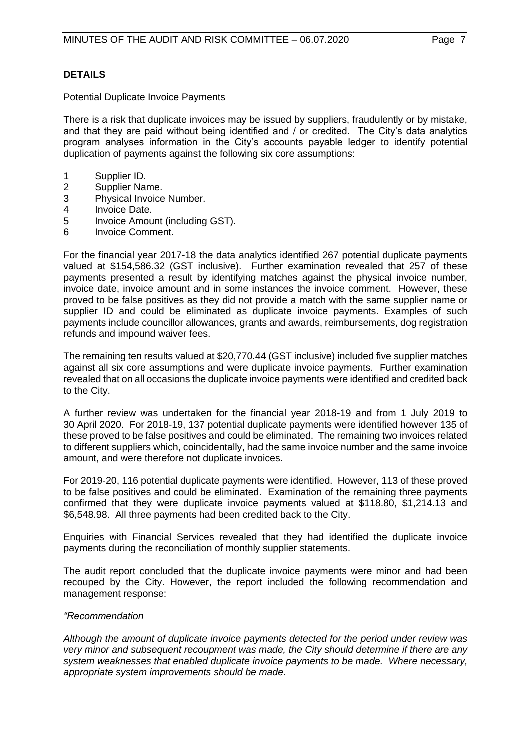## DETAILS

Potential Duplicate Invoice Payments

There is a risk that duplicate invoices may be issued by suppliers, fraudulently or by mistake, and that they are paid without being identified and / or credited. The City's data analytics program analyses information in the City's accounts payable ledger to identify potential duplication of payments against the following six core assumptions:

1. Supplier ID.
2. Supplier Name.
3. Physical Invoice Number.
4. Invoice Date.
5. Invoice Amount (including GST).
6. Invoice Comment.

For the financial year 2017-18 the data analytics identified 267 potential duplicate payments valued at $154,586.32 (GST inclusive). Further examination revealed that 257 of these payments presented a result by identifying matches against the physical invoice number, invoice date, invoice amount and in some instances the invoice comment. However, these proved to be false positives as they did not provide a match with the same supplier name or supplier ID and could be eliminated as duplicate invoice payments. Examples of such payments include councillor allowances, grants and awards, reimbursements, dog registration refunds and impound waiver fees.

The remaining ten results valued at $20,770.44 (GST inclusive) included five supplier matches against all six core assumptions and were duplicate invoice payments. Further examination revealed that on all occasions the duplicate invoice payments were identified and credited back to the City.

A further review was undertaken for the financial year 2018-19 and from 1 July 2019 to 30 April 2020. For 2018-19, 137 potential duplicate payments were identified however 135 of these proved to be false positives and could be eliminated. The remaining two invoices related to different suppliers which, coincidentally, had the same invoice number and the same invoice amount, and were therefore not duplicate invoices.

For 2019-20, 116 potential duplicate payments were identified. However, 113 of these proved to be false positives and could be eliminated. Examination of the remaining three payments confirmed that they were duplicate invoice payments valued at $118.80, $1,214.13 and $6,548.98. All three payments had been credited back to the City.

Enquiries with Financial Services revealed that they had identified the duplicate invoice payments during the reconciliation of monthly supplier statements.

The audit report concluded that the duplicate invoice payments were minor and had been recouped by the City. However, the report included the following recommendation and management response:

*"Recommendation*

*Although the amount of duplicate invoice payments detected for the period under review was very minor and subsequent recoupment was made, the City should determine if there are any system weaknesses that enabled duplicate invoice payments to be made. Where necessary, appropriate system improvements should be made.*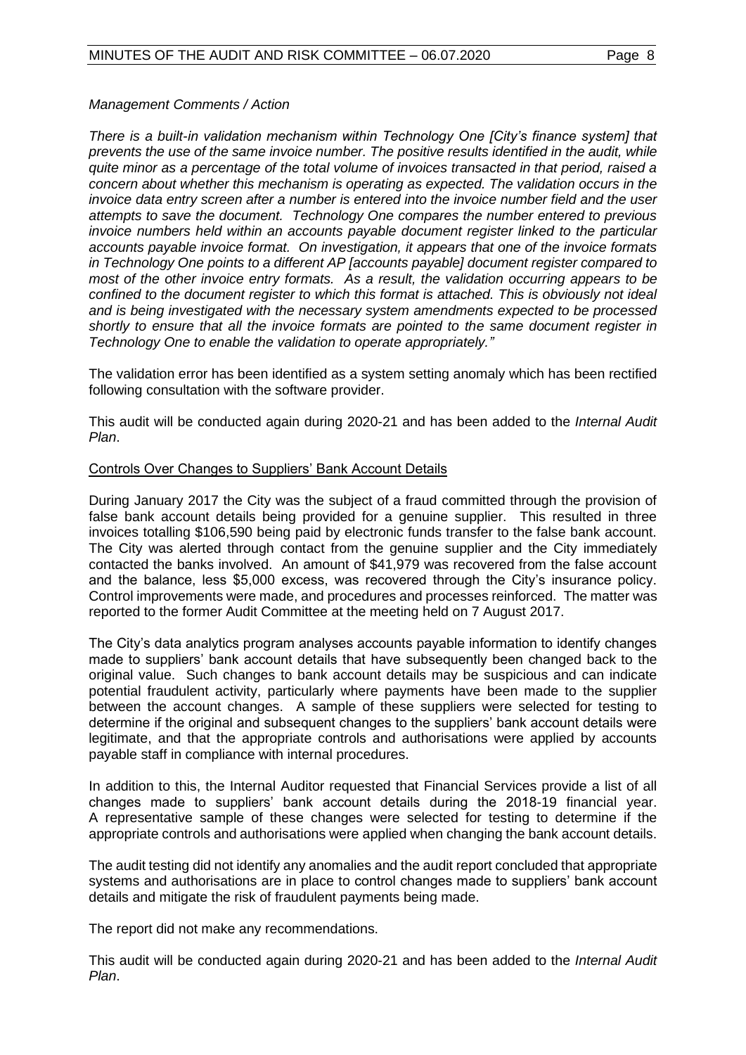*Management Comments / Action*

*There is a built-in validation mechanism within Technology One [City's finance system] that prevents the use of the same invoice number. The positive results identified in the audit, while quite minor as a percentage of the total volume of invoices transacted in that period, raised a concern about whether this mechanism is operating as expected. The validation occurs in the invoice data entry screen after a number is entered into the invoice number field and the user attempts to save the document. Technology One compares the number entered to previous invoice numbers held within an accounts payable document register linked to the particular accounts payable invoice format. On investigation, it appears that one of the invoice formats in Technology One points to a different AP [accounts payable] document register compared to most of the other invoice entry formats. As a result, the validation occurring appears to be confined to the document register to which this format is attached. This is obviously not ideal and is being investigated with the necessary system amendments expected to be processed shortly to ensure that all the invoice formats are pointed to the same document register in Technology One to enable the validation to operate appropriately."*

The validation error has been identified as a system setting anomaly which has been rectified following consultation with the software provider.

This audit will be conducted again during 2020-21 and has been added to the *Internal Audit Plan*.

<u>Controls Over Changes to Suppliers' Bank Account Details</u>

During January 2017 the City was the subject of a fraud committed through the provision of false bank account details being provided for a genuine supplier. This resulted in three invoices totalling $106,590 being paid by electronic funds transfer to the false bank account. The City was alerted through contact from the genuine supplier and the City immediately contacted the banks involved. An amount of $41,979 was recovered from the false account and the balance, less $5,000 excess, was recovered through the City's insurance policy. Control improvements were made, and procedures and processes reinforced. The matter was reported to the former Audit Committee at the meeting held on 7 August 2017.

The City's data analytics program analyses accounts payable information to identify changes made to suppliers' bank account details that have subsequently been changed back to the original value. Such changes to bank account details may be suspicious and can indicate potential fraudulent activity, particularly where payments have been made to the supplier between the account changes. A sample of these suppliers were selected for testing to determine if the original and subsequent changes to the suppliers' bank account details were legitimate, and that the appropriate controls and authorisations were applied by accounts payable staff in compliance with internal procedures.

In addition to this, the Internal Auditor requested that Financial Services provide a list of all changes made to suppliers' bank account details during the 2018-19 financial year. A representative sample of these changes were selected for testing to determine if the appropriate controls and authorisations were applied when changing the bank account details.

The audit testing did not identify any anomalies and the audit report concluded that appropriate systems and authorisations are in place to control changes made to suppliers' bank account details and mitigate the risk of fraudulent payments being made.

The report did not make any recommendations.

This audit will be conducted again during 2020-21 and has been added to the *Internal Audit Plan*.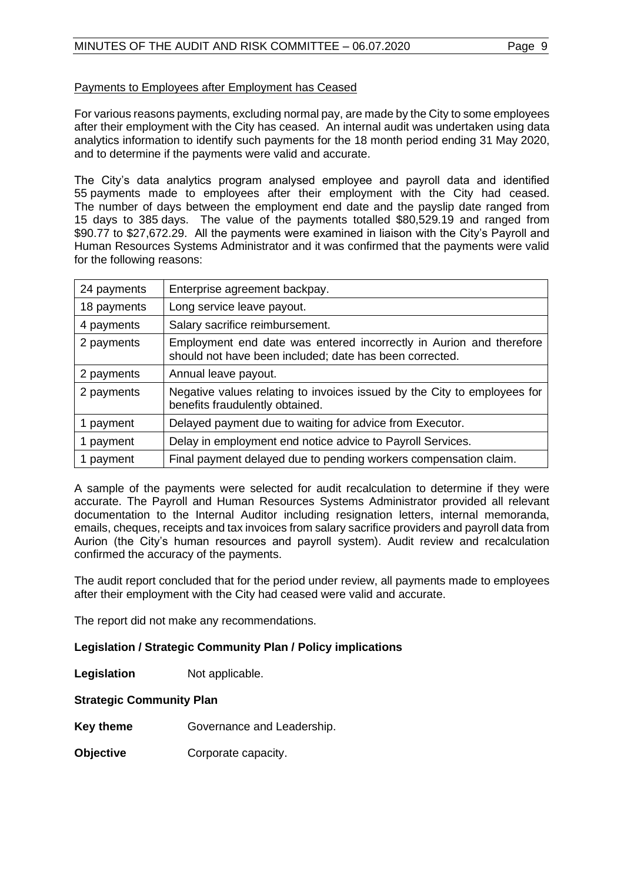Payments to Employees after Employment has Ceased

For various reasons payments, excluding normal pay, are made by the City to some employees after their employment with the City has ceased. An internal audit was undertaken using data analytics information to identify such payments for the 18 month period ending 31 May 2020, and to determine if the payments were valid and accurate.

The City's data analytics program analysed employee and payroll data and identified 55 payments made to employees after their employment with the City had ceased. The number of days between the employment end date and the payslip date ranged from 15 days to 385 days. The value of the payments totalled $80,529.19 and ranged from $90.77 to $27,672.29. All the payments were examined in liaison with the City's Payroll and Human Resources Systems Administrator and it was confirmed that the payments were valid for the following reasons:

| | |
|---|---|
| 24 payments | Enterprise agreement backpay. |
| 18 payments | Long service leave payout. |
| 4 payments | Salary sacrifice reimbursement. |
| 2 payments | Employment end date was entered incorrectly in Aurion and therefore should not have been included; date has been corrected. |
| 2 payments | Annual leave payout. |
| 2 payments | Negative values relating to invoices issued by the City to employees for benefits fraudulently obtained. |
| 1 payment | Delayed payment due to waiting for advice from Executor. |
| 1 payment | Delay in employment end notice advice to Payroll Services. |
| 1 payment | Final payment delayed due to pending workers compensation claim. |

A sample of the payments were selected for audit recalculation to determine if they were accurate. The Payroll and Human Resources Systems Administrator provided all relevant documentation to the Internal Auditor including resignation letters, internal memoranda, emails, cheques, receipts and tax invoices from salary sacrifice providers and payroll data from Aurion (the City's human resources and payroll system). Audit review and recalculation confirmed the accuracy of the payments.

The audit report concluded that for the period under review, all payments made to employees after their employment with the City had ceased were valid and accurate.

The report did not make any recommendations.

**Legislation / Strategic Community Plan / Policy implications**

**Legislation** Not applicable.

**Strategic Community Plan**

**Key theme** Governance and Leadership.

**Objective** Corporate capacity.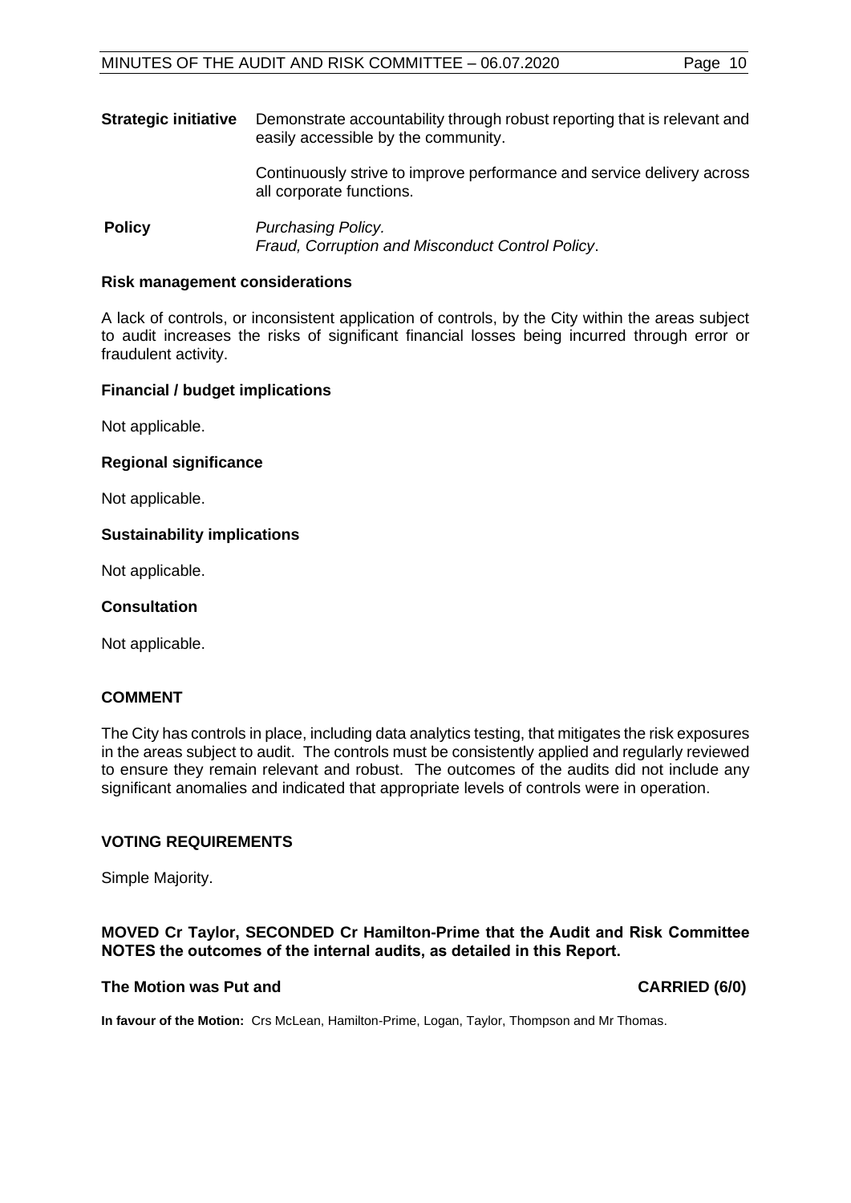| | |
|---|---|
| **Strategic initiative** | Demonstrate accountability through robust reporting that is relevant and easily accessible by the community.<br><br>Continuously strive to improve performance and service delivery across all corporate functions. |
| **Policy** | *Purchasing Policy.*<br>*Fraud, Corruption and Misconduct Control Policy*. |

**Risk management considerations**

A lack of controls, or inconsistent application of controls, by the City within the areas subject to audit increases the risks of significant financial losses being incurred through error or fraudulent activity.

**Financial / budget implications**

Not applicable.

**Regional significance**

Not applicable.

**Sustainability implications**

Not applicable.

**Consultation**

Not applicable.

## COMMENT

The City has controls in place, including data analytics testing, that mitigates the risk exposures in the areas subject to audit. The controls must be consistently applied and regularly reviewed to ensure they remain relevant and robust. The outcomes of the audits did not include any significant anomalies and indicated that appropriate levels of controls were in operation.

## VOTING REQUIREMENTS

Simple Majority.

**MOVED Cr Taylor, SECONDED Cr Hamilton-Prime that the Audit and Risk Committee NOTES the outcomes of the internal audits, as detailed in this Report.**

**The Motion was Put and CARRIED (6/0)**

**In favour of the Motion:** Crs McLean, Hamilton-Prime, Logan, Taylor, Thompson and Mr Thomas.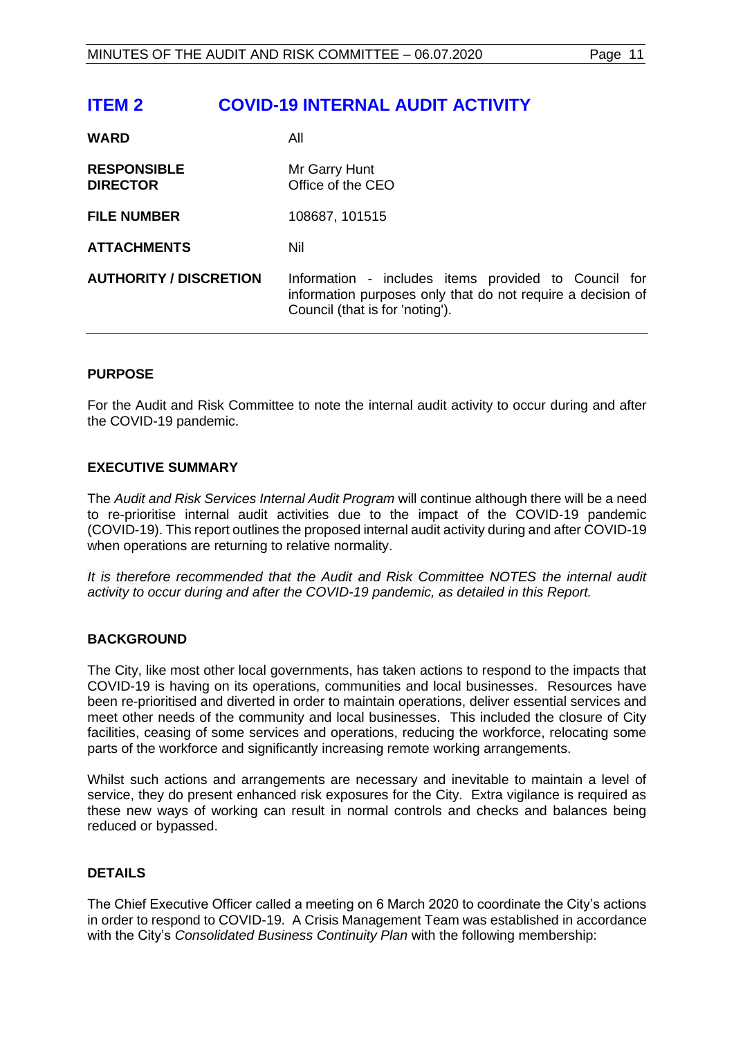# ITEM 2 COVID-19 INTERNAL AUDIT ACTIVITY

| | |
|---|---|
| **WARD** | All |
| **RESPONSIBLE DIRECTOR** | Mr Garry Hunt<br>Office of the CEO |
| **FILE NUMBER** | 108687, 101515 |
| **ATTACHMENTS** | Nil |
| **AUTHORITY / DISCRETION** | Information - includes items provided to Council for information purposes only that do not require a decision of Council (that is for 'noting'). |

## PURPOSE

For the Audit and Risk Committee to note the internal audit activity to occur during and after the COVID-19 pandemic.

## EXECUTIVE SUMMARY

The *Audit and Risk Services Internal Audit Program* will continue although there will be a need to re-prioritise internal audit activities due to the impact of the COVID-19 pandemic (COVID-19). This report outlines the proposed internal audit activity during and after COVID-19 when operations are returning to relative normality.

*It is therefore recommended that the Audit and Risk Committee NOTES the internal audit activity to occur during and after the COVID-19 pandemic, as detailed in this Report.*

## BACKGROUND

The City, like most other local governments, has taken actions to respond to the impacts that COVID-19 is having on its operations, communities and local businesses. Resources have been re-prioritised and diverted in order to maintain operations, deliver essential services and meet other needs of the community and local businesses. This included the closure of City facilities, ceasing of some services and operations, reducing the workforce, relocating some parts of the workforce and significantly increasing remote working arrangements.

Whilst such actions and arrangements are necessary and inevitable to maintain a level of service, they do present enhanced risk exposures for the City. Extra vigilance is required as these new ways of working can result in normal controls and checks and balances being reduced or bypassed.

## DETAILS

The Chief Executive Officer called a meeting on 6 March 2020 to coordinate the City's actions in order to respond to COVID-19. A Crisis Management Team was established in accordance with the City's *Consolidated Business Continuity Plan* with the following membership: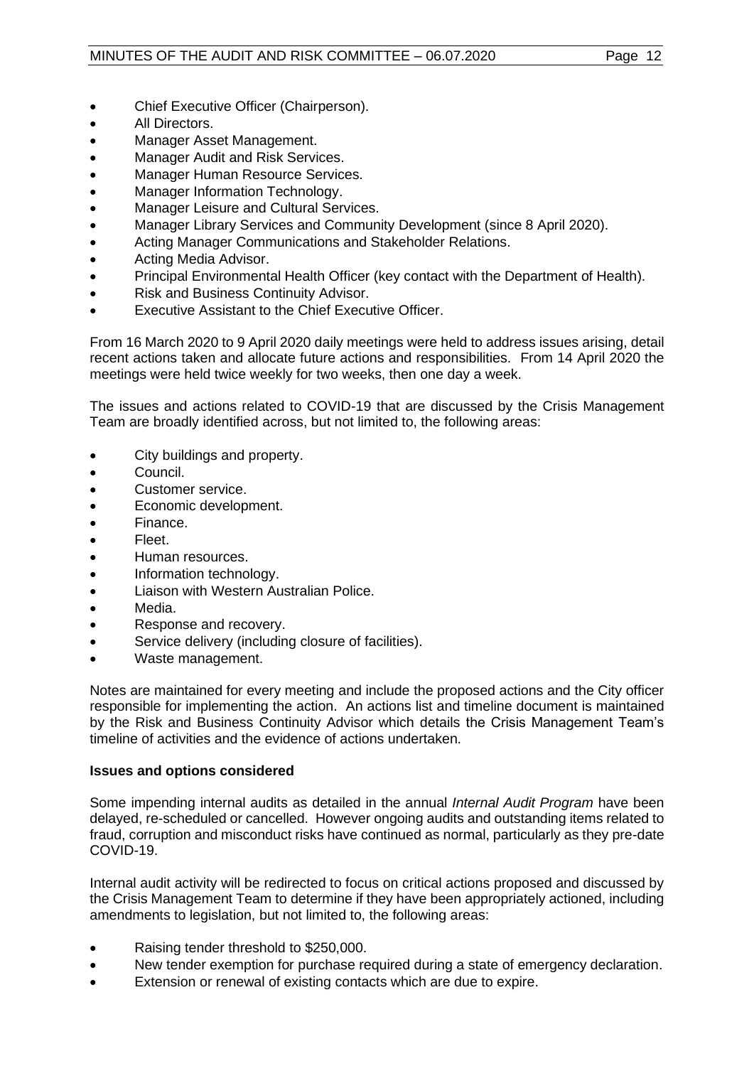- Chief Executive Officer (Chairperson).
- All Directors.
- Manager Asset Management.
- Manager Audit and Risk Services.
- Manager Human Resource Services.
- Manager Information Technology.
- Manager Leisure and Cultural Services.
- Manager Library Services and Community Development (since 8 April 2020).
- Acting Manager Communications and Stakeholder Relations.
- Acting Media Advisor.
- Principal Environmental Health Officer (key contact with the Department of Health).
- Risk and Business Continuity Advisor.
- Executive Assistant to the Chief Executive Officer.

From 16 March 2020 to 9 April 2020 daily meetings were held to address issues arising, detail recent actions taken and allocate future actions and responsibilities. From 14 April 2020 the meetings were held twice weekly for two weeks, then one day a week.

The issues and actions related to COVID-19 that are discussed by the Crisis Management Team are broadly identified across, but not limited to, the following areas:

- City buildings and property.
- Council.
- Customer service.
- Economic development.
- Finance.
- Fleet.
- Human resources.
- Information technology.
- Liaison with Western Australian Police.
- Media.
- Response and recovery.
- Service delivery (including closure of facilities).
- Waste management.

Notes are maintained for every meeting and include the proposed actions and the City officer responsible for implementing the action. An actions list and timeline document is maintained by the Risk and Business Continuity Advisor which details the Crisis Management Team's timeline of activities and the evidence of actions undertaken.

**Issues and options considered**

Some impending internal audits as detailed in the annual *Internal Audit Program* have been delayed, re-scheduled or cancelled. However ongoing audits and outstanding items related to fraud, corruption and misconduct risks have continued as normal, particularly as they pre-date COVID-19.

Internal audit activity will be redirected to focus on critical actions proposed and discussed by the Crisis Management Team to determine if they have been appropriately actioned, including amendments to legislation, but not limited to, the following areas:

- Raising tender threshold to $250,000.
- New tender exemption for purchase required during a state of emergency declaration.
- Extension or renewal of existing contacts which are due to expire.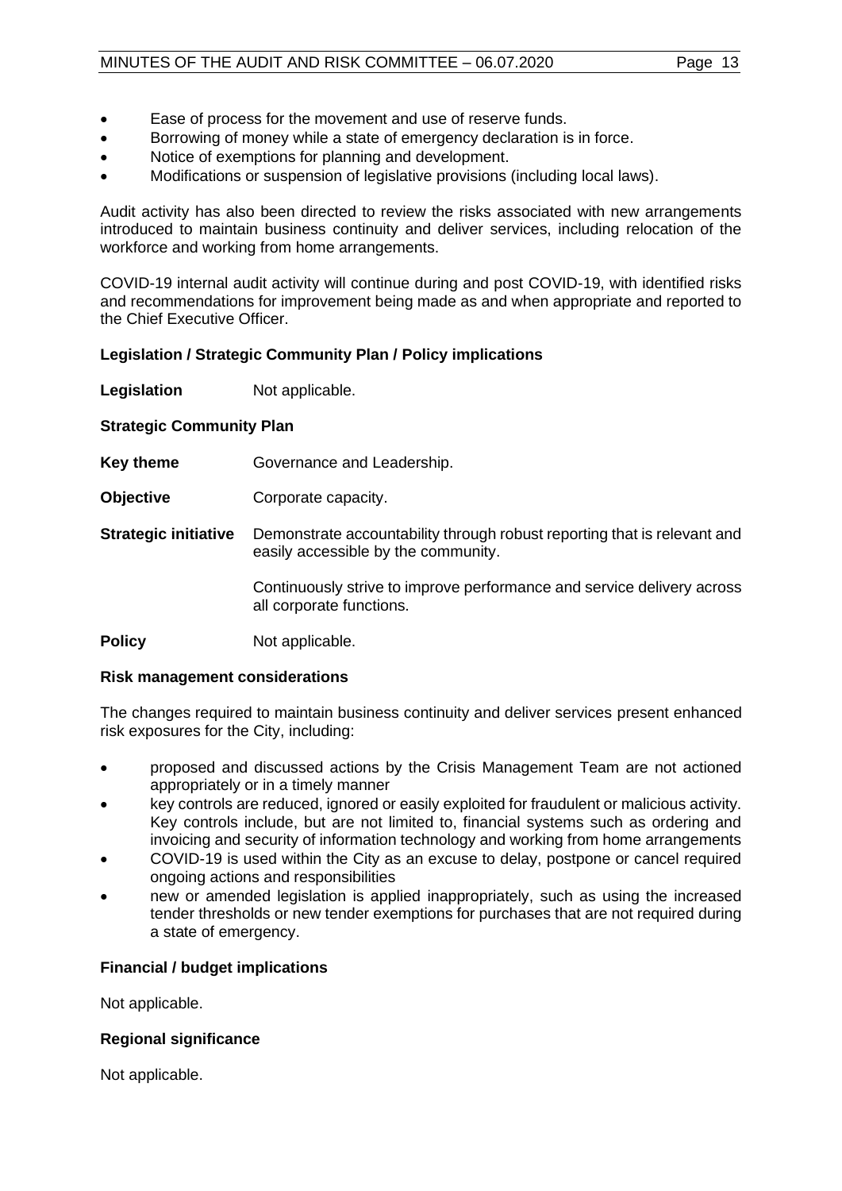- Ease of process for the movement and use of reserve funds.
- Borrowing of money while a state of emergency declaration is in force.
- Notice of exemptions for planning and development.
- Modifications or suspension of legislative provisions (including local laws).

Audit activity has also been directed to review the risks associated with new arrangements introduced to maintain business continuity and deliver services, including relocation of the workforce and working from home arrangements.

COVID-19 internal audit activity will continue during and post COVID-19, with identified risks and recommendations for improvement being made as and when appropriate and reported to the Chief Executive Officer.

**Legislation / Strategic Community Plan / Policy implications**

**Legislation** Not applicable.

**Strategic Community Plan**

**Key theme** Governance and Leadership.

**Objective** Corporate capacity.

**Strategic initiative** Demonstrate accountability through robust reporting that is relevant and easily accessible by the community.

Continuously strive to improve performance and service delivery across all corporate functions.

**Policy** Not applicable.

**Risk management considerations**

The changes required to maintain business continuity and deliver services present enhanced risk exposures for the City, including:

- proposed and discussed actions by the Crisis Management Team are not actioned appropriately or in a timely manner
- key controls are reduced, ignored or easily exploited for fraudulent or malicious activity. Key controls include, but are not limited to, financial systems such as ordering and invoicing and security of information technology and working from home arrangements
- COVID-19 is used within the City as an excuse to delay, postpone or cancel required ongoing actions and responsibilities
- new or amended legislation is applied inappropriately, such as using the increased tender thresholds or new tender exemptions for purchases that are not required during a state of emergency.

**Financial / budget implications**

Not applicable.

**Regional significance**

Not applicable.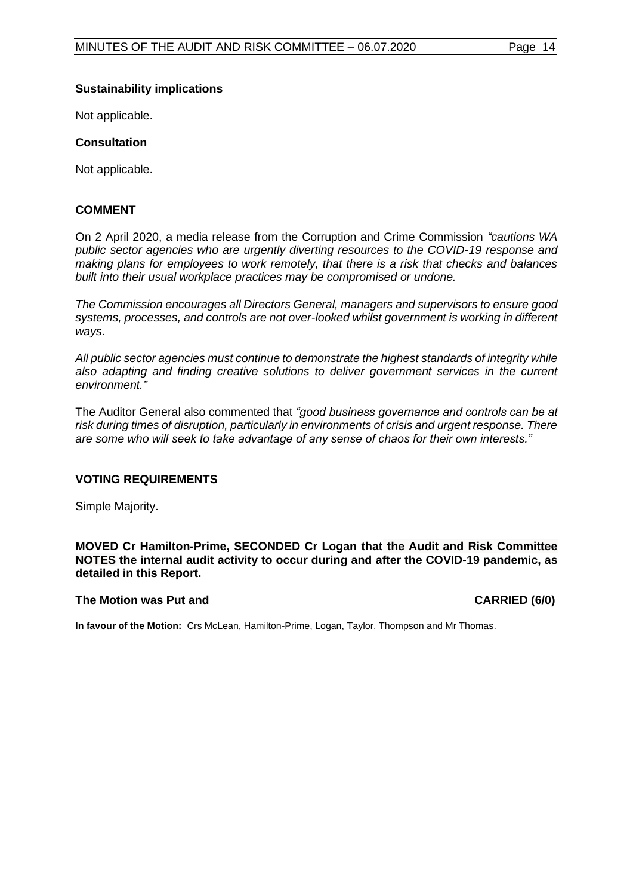**Sustainability implications**

Not applicable.

**Consultation**

Not applicable.

## COMMENT

On 2 April 2020, a media release from the Corruption and Crime Commission *"cautions WA public sector agencies who are urgently diverting resources to the COVID-19 response and making plans for employees to work remotely, that there is a risk that checks and balances built into their usual workplace practices may be compromised or undone.*

*The Commission encourages all Directors General, managers and supervisors to ensure good systems, processes, and controls are not over-looked whilst government is working in different ways.*

*All public sector agencies must continue to demonstrate the highest standards of integrity while also adapting and finding creative solutions to deliver government services in the current environment."*

The Auditor General also commented that *"good business governance and controls can be at risk during times of disruption, particularly in environments of crisis and urgent response. There are some who will seek to take advantage of any sense of chaos for their own interests."*

## VOTING REQUIREMENTS

Simple Majority.

**MOVED Cr Hamilton-Prime, SECONDED Cr Logan that the Audit and Risk Committee NOTES the internal audit activity to occur during and after the COVID-19 pandemic, as detailed in this Report.**

**The Motion was Put and CARRIED (6/0)**

**In favour of the Motion:** Crs McLean, Hamilton-Prime, Logan, Taylor, Thompson and Mr Thomas.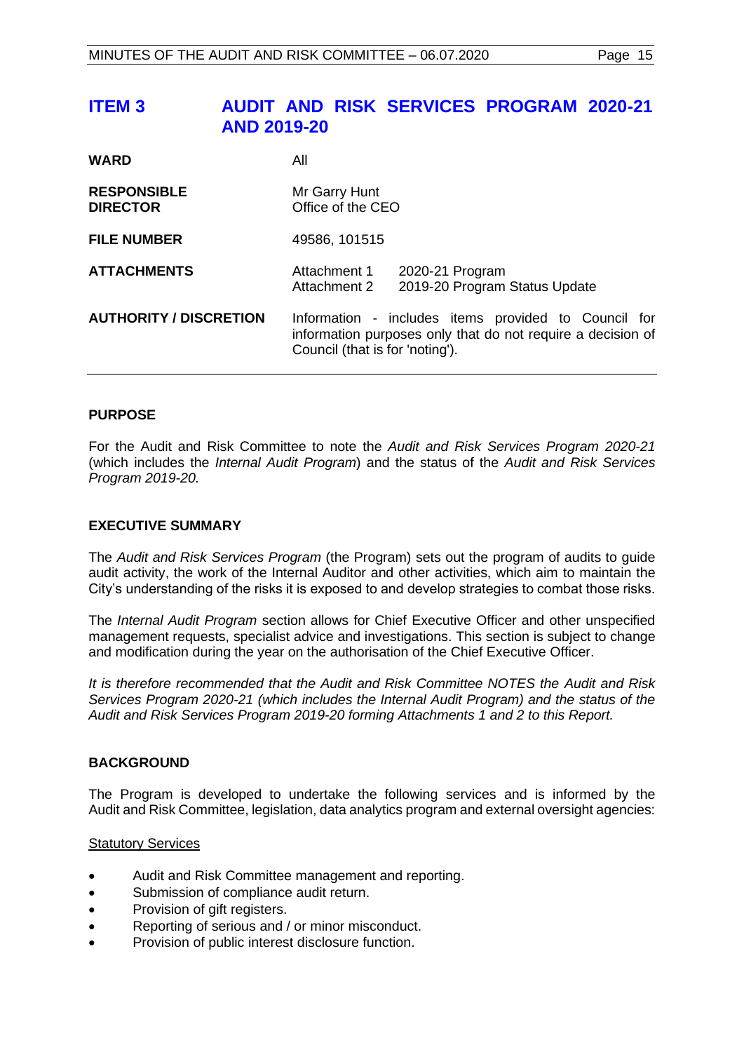# ITEM 3 AUDIT AND RISK SERVICES PROGRAM 2020-21 AND 2019-20

| | |
|---|---|
| **WARD** | All |
| **RESPONSIBLE DIRECTOR** | Mr Garry Hunt<br>Office of the CEO |
| **FILE NUMBER** | 49586, 101515 |
| **ATTACHMENTS** | Attachment 1 2020-21 Program<br>Attachment 2 2019-20 Program Status Update |
| **AUTHORITY / DISCRETION** | Information - includes items provided to Council for information purposes only that do not require a decision of Council (that is for 'noting'). |

## PURPOSE

For the Audit and Risk Committee to note the *Audit and Risk Services Program 2020-21* (which includes the *Internal Audit Program*) and the status of the *Audit and Risk Services Program 2019-20.*

## EXECUTIVE SUMMARY

The *Audit and Risk Services Program* (the Program) sets out the program of audits to guide audit activity, the work of the Internal Auditor and other activities, which aim to maintain the City's understanding of the risks it is exposed to and develop strategies to combat those risks.

The *Internal Audit Program* section allows for Chief Executive Officer and other unspecified management requests, specialist advice and investigations. This section is subject to change and modification during the year on the authorisation of the Chief Executive Officer.

*It is therefore recommended that the Audit and Risk Committee NOTES the Audit and Risk Services Program 2020-21 (which includes the Internal Audit Program) and the status of the Audit and Risk Services Program 2019-20 forming Attachments 1 and 2 to this Report.*

## BACKGROUND

The Program is developed to undertake the following services and is informed by the Audit and Risk Committee, legislation, data analytics program and external oversight agencies:

<u>Statutory Services</u>

- Audit and Risk Committee management and reporting.
- Submission of compliance audit return.
- Provision of gift registers.
- Reporting of serious and / or minor misconduct.
- Provision of public interest disclosure function.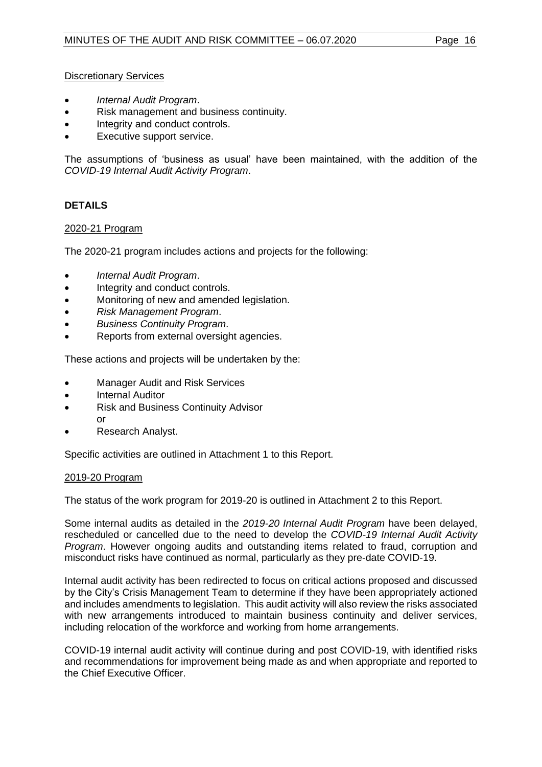Discretionary Services

- *Internal Audit Program*.
- Risk management and business continuity.
- Integrity and conduct controls.
- Executive support service.

The assumptions of 'business as usual' have been maintained, with the addition of the *COVID-19 Internal Audit Activity Program*.

## DETAILS

2020-21 Program

The 2020-21 program includes actions and projects for the following:

- *Internal Audit Program*.
- Integrity and conduct controls.
- Monitoring of new and amended legislation.
- *Risk Management Program*.
- *Business Continuity Program*.
- Reports from external oversight agencies.

These actions and projects will be undertaken by the:

- Manager Audit and Risk Services
- Internal Auditor
- Risk and Business Continuity Advisor
  or
- Research Analyst.

Specific activities are outlined in Attachment 1 to this Report.

2019-20 Program

The status of the work program for 2019-20 is outlined in Attachment 2 to this Report.

Some internal audits as detailed in the *2019-20 Internal Audit Program* have been delayed, rescheduled or cancelled due to the need to develop the *COVID-19 Internal Audit Activity Program*. However ongoing audits and outstanding items related to fraud, corruption and misconduct risks have continued as normal, particularly as they pre-date COVID-19.

Internal audit activity has been redirected to focus on critical actions proposed and discussed by the City's Crisis Management Team to determine if they have been appropriately actioned and includes amendments to legislation. This audit activity will also review the risks associated with new arrangements introduced to maintain business continuity and deliver services, including relocation of the workforce and working from home arrangements.

COVID-19 internal audit activity will continue during and post COVID-19, with identified risks and recommendations for improvement being made as and when appropriate and reported to the Chief Executive Officer.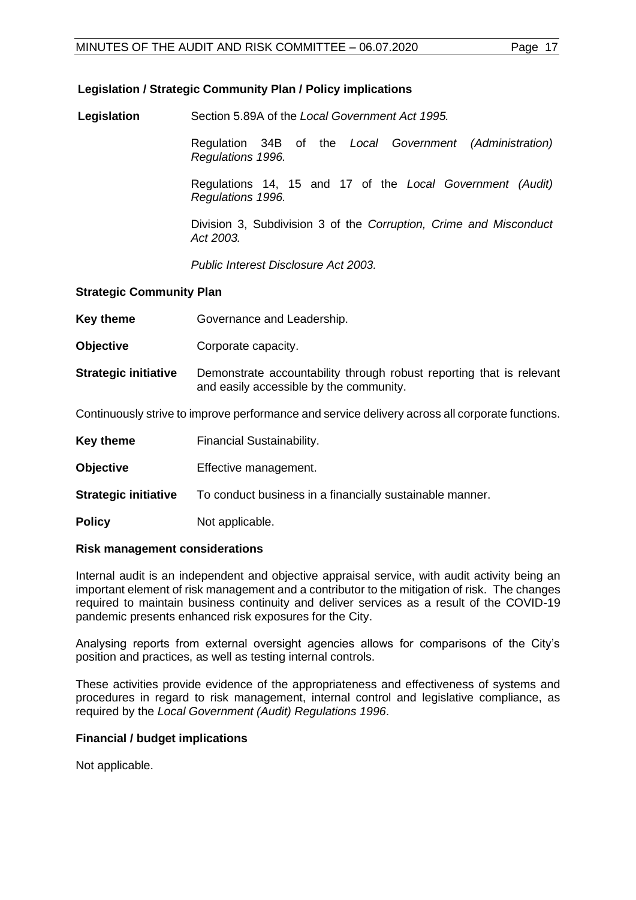### Legislation / Strategic Community Plan / Policy implications

**Legislation** Section 5.89A of the *Local Government Act 1995.*

Regulation 34B of the *Local Government (Administration) Regulations 1996.*

Regulations 14, 15 and 17 of the *Local Government (Audit) Regulations 1996.*

Division 3, Subdivision 3 of the *Corruption, Crime and Misconduct Act 2003.*

*Public Interest Disclosure Act 2003.*

### Strategic Community Plan

**Key theme** Governance and Leadership.

**Objective** Corporate capacity.

**Strategic initiative** Demonstrate accountability through robust reporting that is relevant and easily accessible by the community.

Continuously strive to improve performance and service delivery across all corporate functions.

**Key theme** Financial Sustainability.

**Objective** Effective management.

**Strategic initiative** To conduct business in a financially sustainable manner.

**Policy** Not applicable.

### Risk management considerations

Internal audit is an independent and objective appraisal service, with audit activity being an important element of risk management and a contributor to the mitigation of risk. The changes required to maintain business continuity and deliver services as a result of the COVID-19 pandemic presents enhanced risk exposures for the City.

Analysing reports from external oversight agencies allows for comparisons of the City's position and practices, as well as testing internal controls.

These activities provide evidence of the appropriateness and effectiveness of systems and procedures in regard to risk management, internal control and legislative compliance, as required by the *Local Government (Audit) Regulations 1996*.

### Financial / budget implications

Not applicable.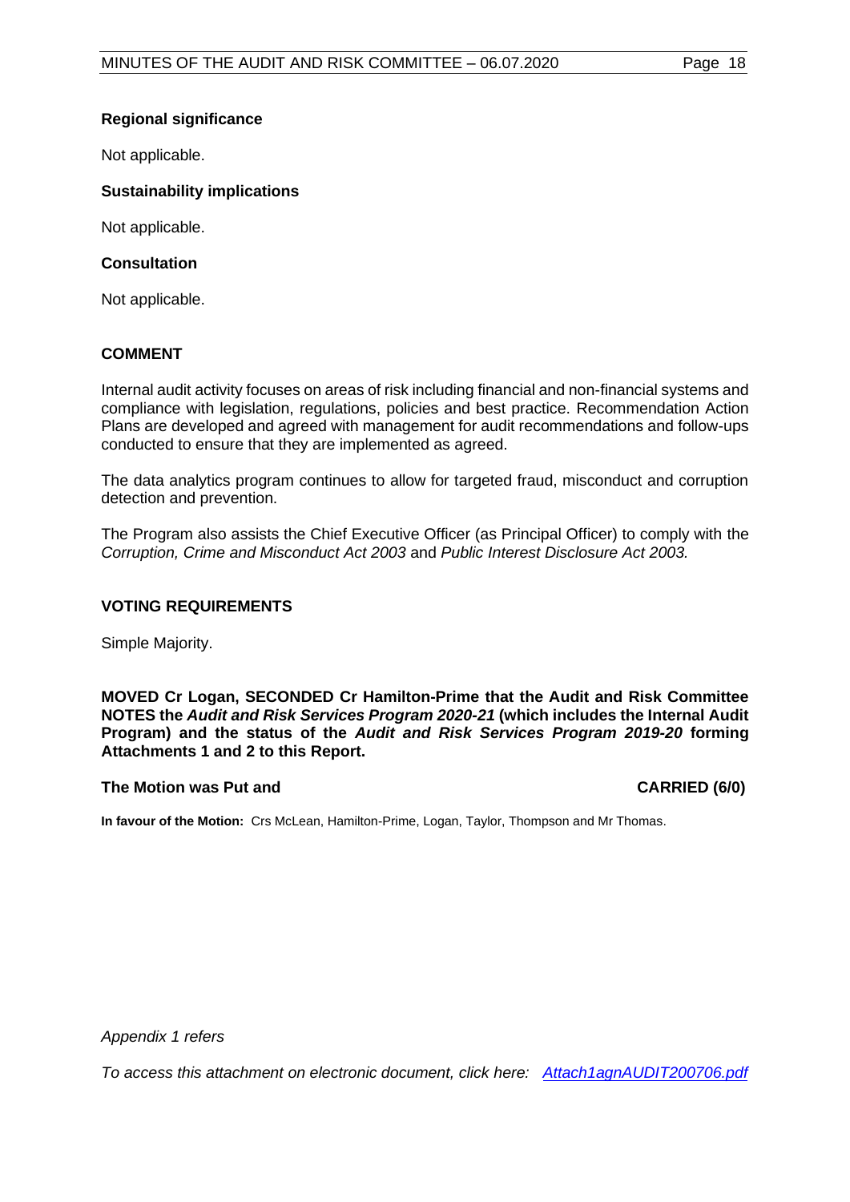**Regional significance**

Not applicable.

**Sustainability implications**

Not applicable.

**Consultation**

Not applicable.

## COMMENT

Internal audit activity focuses on areas of risk including financial and non-financial systems and compliance with legislation, regulations, policies and best practice. Recommendation Action Plans are developed and agreed with management for audit recommendations and follow-ups conducted to ensure that they are implemented as agreed.

The data analytics program continues to allow for targeted fraud, misconduct and corruption detection and prevention.

The Program also assists the Chief Executive Officer (as Principal Officer) to comply with the *Corruption, Crime and Misconduct Act 2003* and *Public Interest Disclosure Act 2003.*

## VOTING REQUIREMENTS

Simple Majority.

**MOVED Cr Logan, SECONDED Cr Hamilton-Prime that the Audit and Risk Committee NOTES the *Audit and Risk Services Program 2020-21* (which includes the Internal Audit Program) and the status of the *Audit and Risk Services Program 2019-20* forming Attachments 1 and 2 to this Report.**

**The Motion was Put and CARRIED (6/0)**

**In favour of the Motion:** Crs McLean, Hamilton-Prime, Logan, Taylor, Thompson and Mr Thomas.

*Appendix 1 refers*

*To access this attachment on electronic document, click here: Attach1agnAUDIT200706.pdf*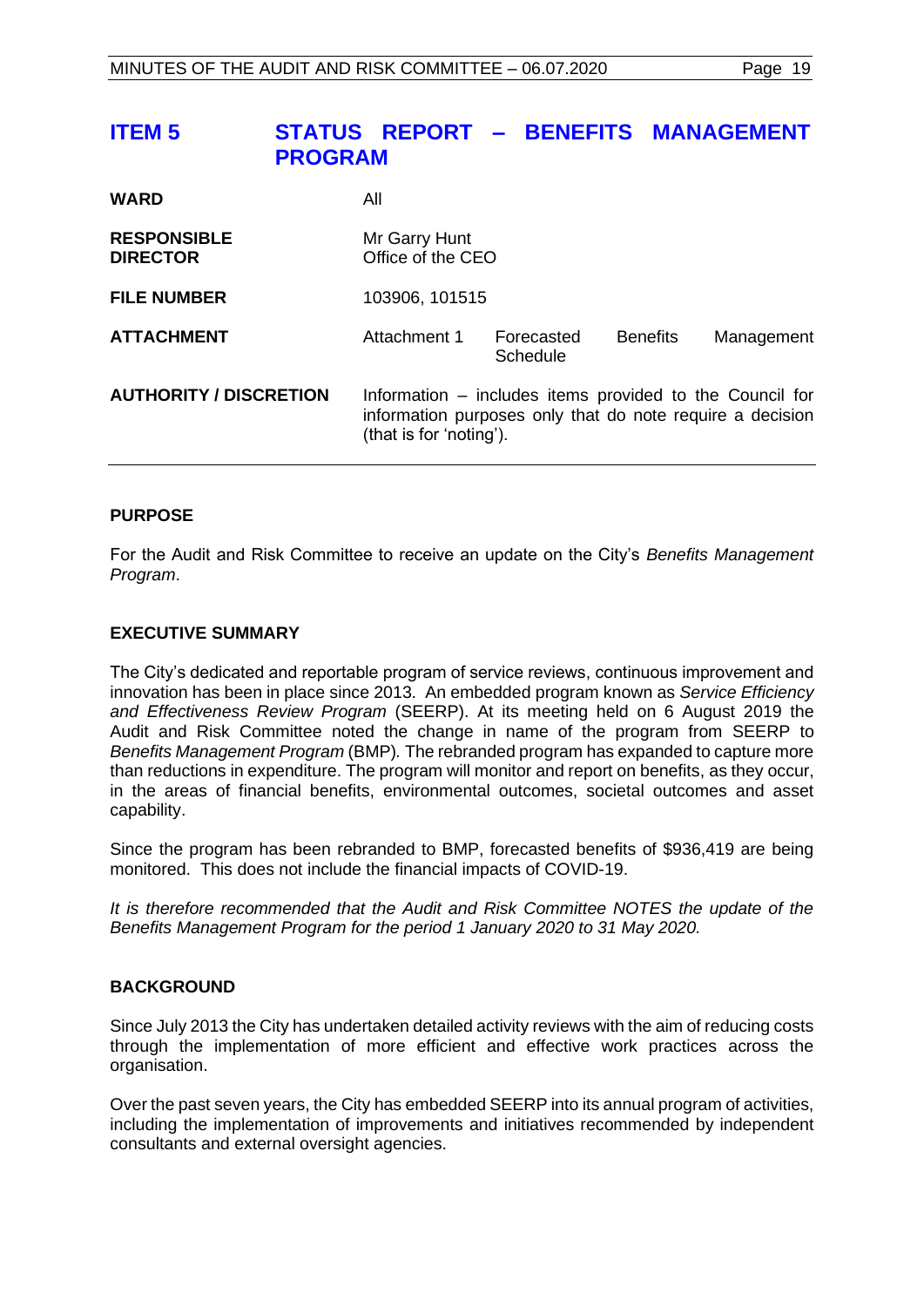# ITEM 5 STATUS REPORT – BENEFITS MANAGEMENT PROGRAM

| | |
|---|---|
| **WARD** | All |
| **RESPONSIBLE DIRECTOR** | Mr Garry Hunt<br>Office of the CEO |
| **FILE NUMBER** | 103906, 101515 |
| **ATTACHMENT** | Attachment 1 Forecasted Benefits Management Schedule |
| **AUTHORITY / DISCRETION** | Information – includes items provided to the Council for information purposes only that do note require a decision (that is for 'noting'). |

## PURPOSE

For the Audit and Risk Committee to receive an update on the City's *Benefits Management Program*.

## EXECUTIVE SUMMARY

The City's dedicated and reportable program of service reviews, continuous improvement and innovation has been in place since 2013. An embedded program known as *Service Efficiency and Effectiveness Review Program* (SEERP). At its meeting held on 6 August 2019 the Audit and Risk Committee noted the change in name of the program from SEERP to *Benefits Management Program* (BMP). The rebranded program has expanded to capture more than reductions in expenditure. The program will monitor and report on benefits, as they occur, in the areas of financial benefits, environmental outcomes, societal outcomes and asset capability.

Since the program has been rebranded to BMP, forecasted benefits of $936,419 are being monitored. This does not include the financial impacts of COVID-19.

*It is therefore recommended that the Audit and Risk Committee NOTES the update of the Benefits Management Program for the period 1 January 2020 to 31 May 2020.*

## BACKGROUND

Since July 2013 the City has undertaken detailed activity reviews with the aim of reducing costs through the implementation of more efficient and effective work practices across the organisation.

Over the past seven years, the City has embedded SEERP into its annual program of activities, including the implementation of improvements and initiatives recommended by independent consultants and external oversight agencies.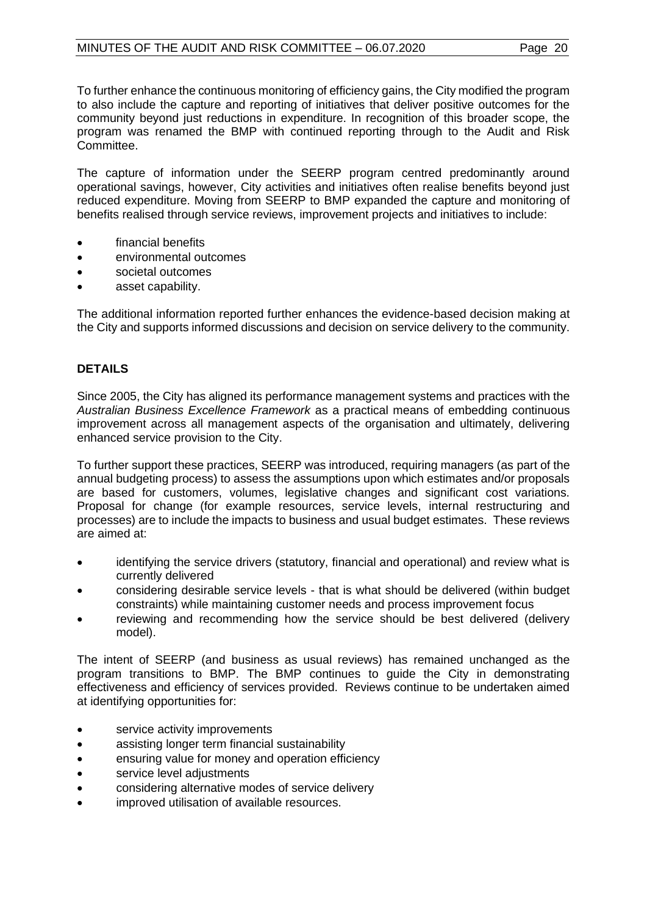To further enhance the continuous monitoring of efficiency gains, the City modified the program to also include the capture and reporting of initiatives that deliver positive outcomes for the community beyond just reductions in expenditure. In recognition of this broader scope, the program was renamed the BMP with continued reporting through to the Audit and Risk Committee.

The capture of information under the SEERP program centred predominantly around operational savings, however, City activities and initiatives often realise benefits beyond just reduced expenditure. Moving from SEERP to BMP expanded the capture and monitoring of benefits realised through service reviews, improvement projects and initiatives to include:

- financial benefits
- environmental outcomes
- societal outcomes
- asset capability.

The additional information reported further enhances the evidence-based decision making at the City and supports informed discussions and decision on service delivery to the community.

## DETAILS

Since 2005, the City has aligned its performance management systems and practices with the *Australian Business Excellence Framework* as a practical means of embedding continuous improvement across all management aspects of the organisation and ultimately, delivering enhanced service provision to the City.

To further support these practices, SEERP was introduced, requiring managers (as part of the annual budgeting process) to assess the assumptions upon which estimates and/or proposals are based for customers, volumes, legislative changes and significant cost variations. Proposal for change (for example resources, service levels, internal restructuring and processes) are to include the impacts to business and usual budget estimates. These reviews are aimed at:

- identifying the service drivers (statutory, financial and operational) and review what is currently delivered
- considering desirable service levels - that is what should be delivered (within budget constraints) while maintaining customer needs and process improvement focus
- reviewing and recommending how the service should be best delivered (delivery model).

The intent of SEERP (and business as usual reviews) has remained unchanged as the program transitions to BMP. The BMP continues to guide the City in demonstrating effectiveness and efficiency of services provided. Reviews continue to be undertaken aimed at identifying opportunities for:

- service activity improvements
- assisting longer term financial sustainability
- ensuring value for money and operation efficiency
- service level adjustments
- considering alternative modes of service delivery
- improved utilisation of available resources.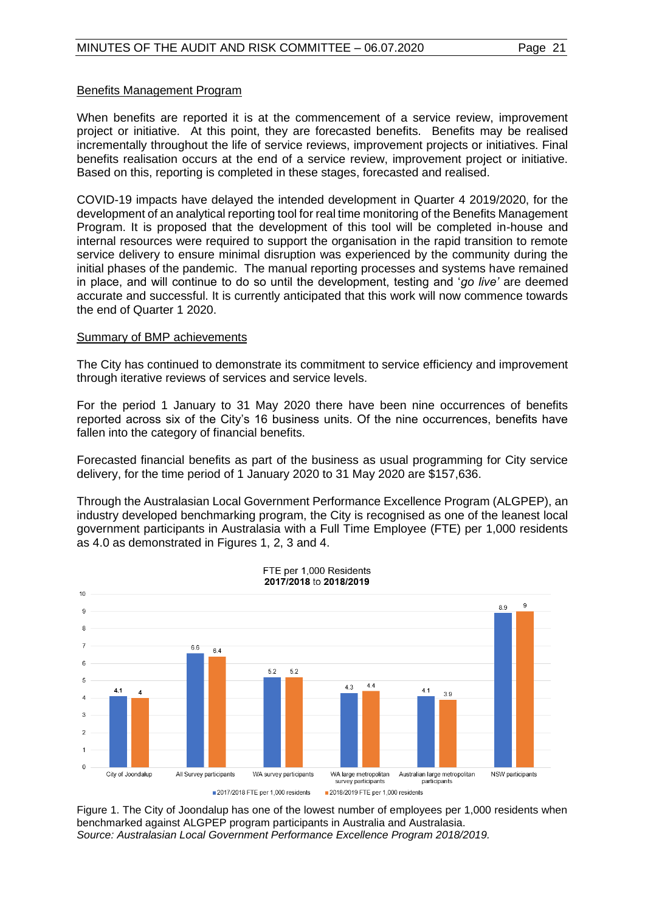## Benefits Management Program

When benefits are reported it is at the commencement of a service review, improvement project or initiative. At this point, they are forecasted benefits. Benefits may be realised incrementally throughout the life of service reviews, improvement projects or initiatives. Final benefits realisation occurs at the end of a service review, improvement project or initiative. Based on this, reporting is completed in these stages, forecasted and realised.

COVID-19 impacts have delayed the intended development in Quarter 4 2019/2020, for the development of an analytical reporting tool for real time monitoring of the Benefits Management Program. It is proposed that the development of this tool will be completed in-house and internal resources were required to support the organisation in the rapid transition to remote service delivery to ensure minimal disruption was experienced by the community during the initial phases of the pandemic. The manual reporting processes and systems have remained in place, and will continue to do so until the development, testing and '*go live'* are deemed accurate and successful. It is currently anticipated that this work will now commence towards the end of Quarter 1 2020.

## Summary of BMP achievements

The City has continued to demonstrate its commitment to service efficiency and improvement through iterative reviews of services and service levels.

For the period 1 January to 31 May 2020 there have been nine occurrences of benefits reported across six of the City's 16 business units. Of the nine occurrences, benefits have fallen into the category of financial benefits.

Forecasted financial benefits as part of the business as usual programming for City service delivery, for the time period of 1 January 2020 to 31 May 2020 are $157,636.

Through the Australasian Local Government Performance Excellence Program (ALGPEP), an industry developed benchmarking program, the City is recognised as one of the leanest local government participants in Australasia with a Full Time Employee (FTE) per 1,000 residents as 4.0 as demonstrated in Figures 1, 2, 3 and 4.

FTE per 1,000 Residents **2017/2018** to **2018/2019**

| | 2017/2018 FTE per 1,000 residents | 2018/2019 FTE per 1,000 residents |
|---|---|---|
| City of Joondalup | 4.1 | 4 |
| All Survey participants | 6.6 | 6.4 |
| WA survey participants | 5.2 | 5.2 |
| WA large metropolitan survey participants | 4.3 | 4.4 |
| Australian large metropolitan participants | 4.1 | 3.9 |
| NSW participants | 8.9 | 9 |

Figure 1. The City of Joondalup has one of the lowest number of employees per 1,000 residents when benchmarked against ALGPEP program participants in Australia and Australasia.
*Source: Australasian Local Government Performance Excellence Program 2018/2019.*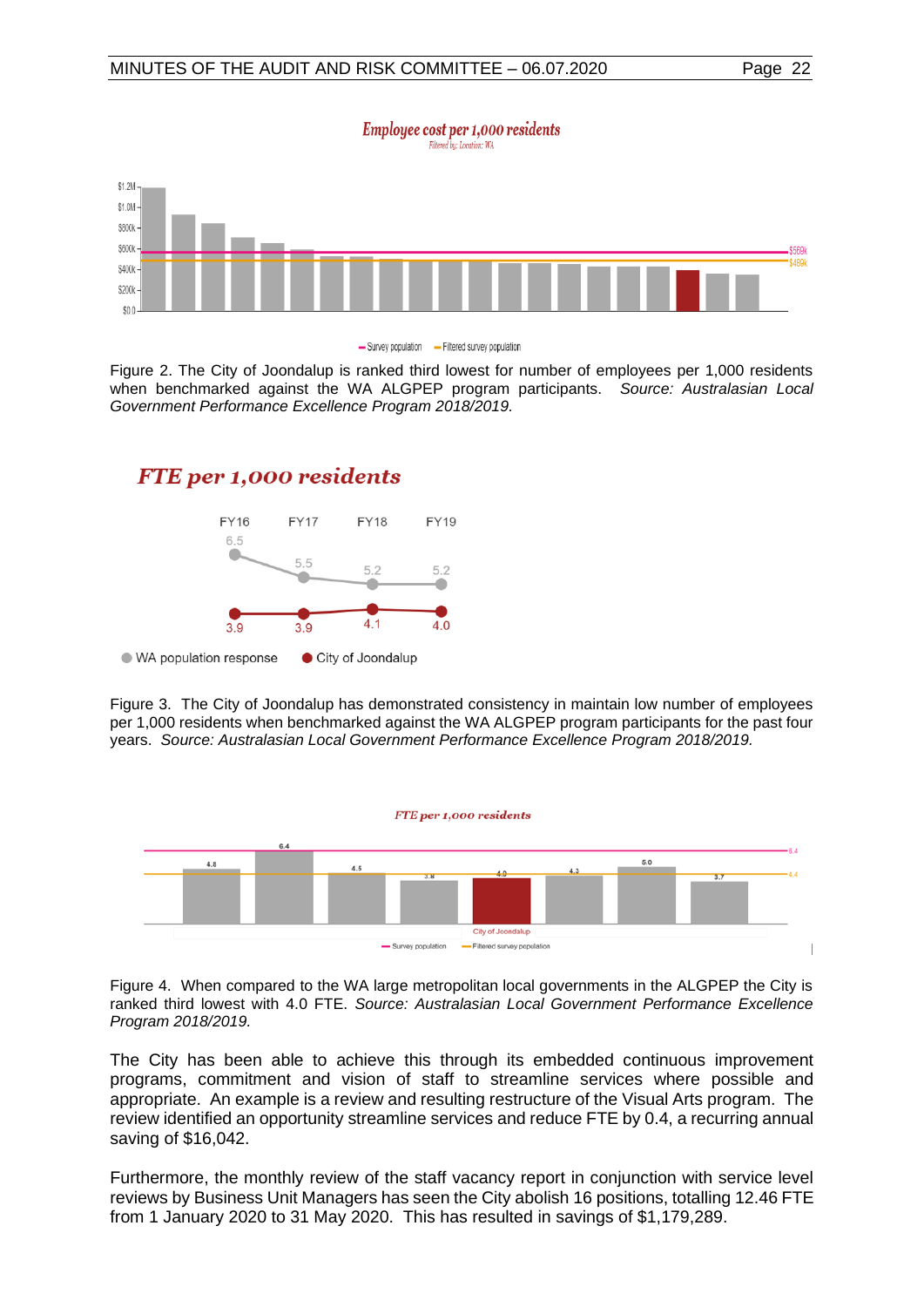Figure 2. The City of Joondalup is ranked third lowest for number of employees per 1,000 residents when benchmarked against the WA ALGPEP program participants. *Source: Australasian Local Government Performance Excellence Program 2018/2019.*

Figure 3. The City of Joondalup has demonstrated consistency in maintain low number of employees per 1,000 residents when benchmarked against the WA ALGPEP program participants for the past four years. *Source: Australasian Local Government Performance Excellence Program 2018/2019.*

Figure 4. When compared to the WA large metropolitan local governments in the ALGPEP the City is ranked third lowest with 4.0 FTE. *Source: Australasian Local Government Performance Excellence Program 2018/2019.*

The City has been able to achieve this through its embedded continuous improvement programs, commitment and vision of staff to streamline services where possible and appropriate. An example is a review and resulting restructure of the Visual Arts program. The review identified an opportunity streamline services and reduce FTE by 0.4, a recurring annual saving of $16,042.

Furthermore, the monthly review of the staff vacancy report in conjunction with service level reviews by Business Unit Managers has seen the City abolish 16 positions, totalling 12.46 FTE from 1 January 2020 to 31 May 2020. This has resulted in savings of $1,179,289.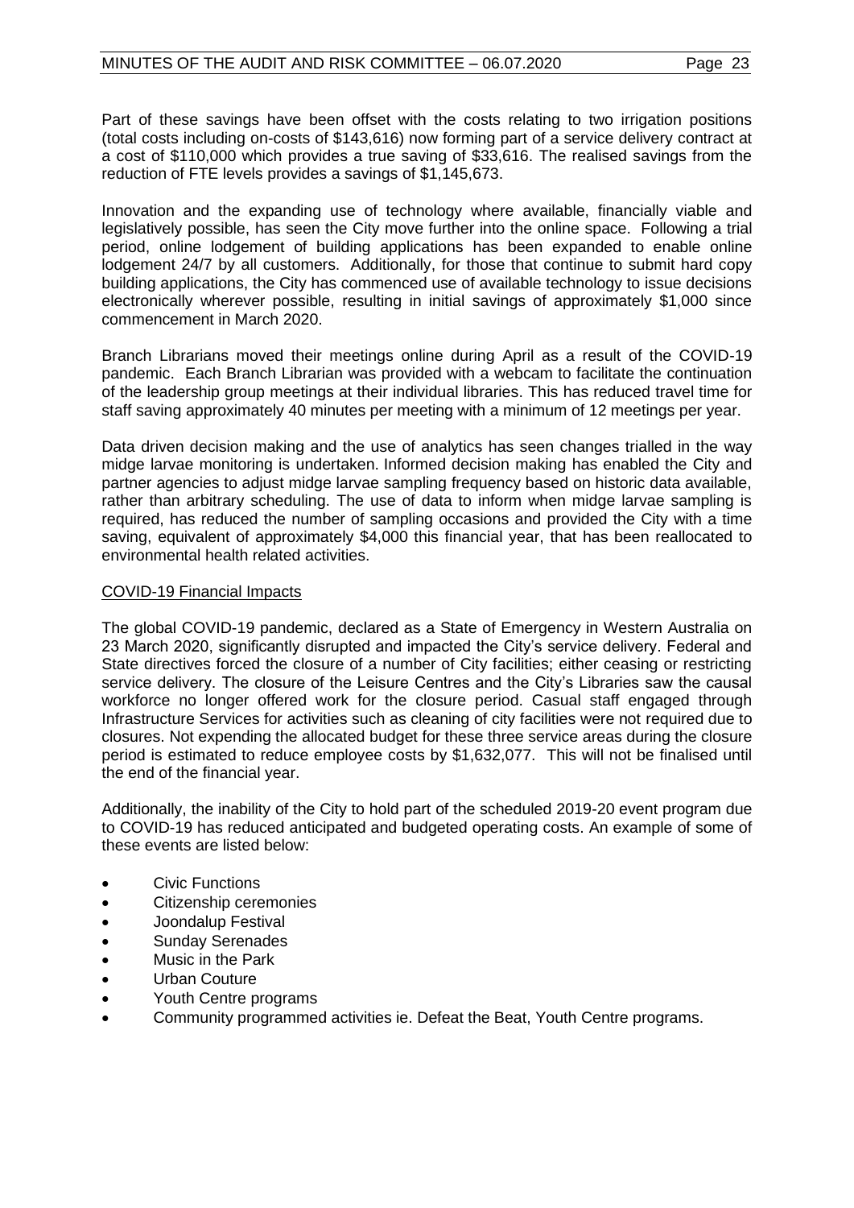Part of these savings have been offset with the costs relating to two irrigation positions (total costs including on-costs of $143,616) now forming part of a service delivery contract at a cost of $110,000 which provides a true saving of $33,616. The realised savings from the reduction of FTE levels provides a savings of $1,145,673.

Innovation and the expanding use of technology where available, financially viable and legislatively possible, has seen the City move further into the online space. Following a trial period, online lodgement of building applications has been expanded to enable online lodgement 24/7 by all customers. Additionally, for those that continue to submit hard copy building applications, the City has commenced use of available technology to issue decisions electronically wherever possible, resulting in initial savings of approximately $1,000 since commencement in March 2020.

Branch Librarians moved their meetings online during April as a result of the COVID-19 pandemic. Each Branch Librarian was provided with a webcam to facilitate the continuation of the leadership group meetings at their individual libraries. This has reduced travel time for staff saving approximately 40 minutes per meeting with a minimum of 12 meetings per year.

Data driven decision making and the use of analytics has seen changes trialled in the way midge larvae monitoring is undertaken. Informed decision making has enabled the City and partner agencies to adjust midge larvae sampling frequency based on historic data available, rather than arbitrary scheduling. The use of data to inform when midge larvae sampling is required, has reduced the number of sampling occasions and provided the City with a time saving, equivalent of approximately $4,000 this financial year, that has been reallocated to environmental health related activities.

<u>COVID-19 Financial Impacts</u>

The global COVID-19 pandemic, declared as a State of Emergency in Western Australia on 23 March 2020, significantly disrupted and impacted the City's service delivery. Federal and State directives forced the closure of a number of City facilities; either ceasing or restricting service delivery. The closure of the Leisure Centres and the City's Libraries saw the causal workforce no longer offered work for the closure period. Casual staff engaged through Infrastructure Services for activities such as cleaning of city facilities were not required due to closures. Not expending the allocated budget for these three service areas during the closure period is estimated to reduce employee costs by $1,632,077. This will not be finalised until the end of the financial year.

Additionally, the inability of the City to hold part of the scheduled 2019-20 event program due to COVID-19 has reduced anticipated and budgeted operating costs. An example of some of these events are listed below:

- Civic Functions
- Citizenship ceremonies
- Joondalup Festival
- Sunday Serenades
- Music in the Park
- Urban Couture
- Youth Centre programs
- Community programmed activities ie. Defeat the Beat, Youth Centre programs.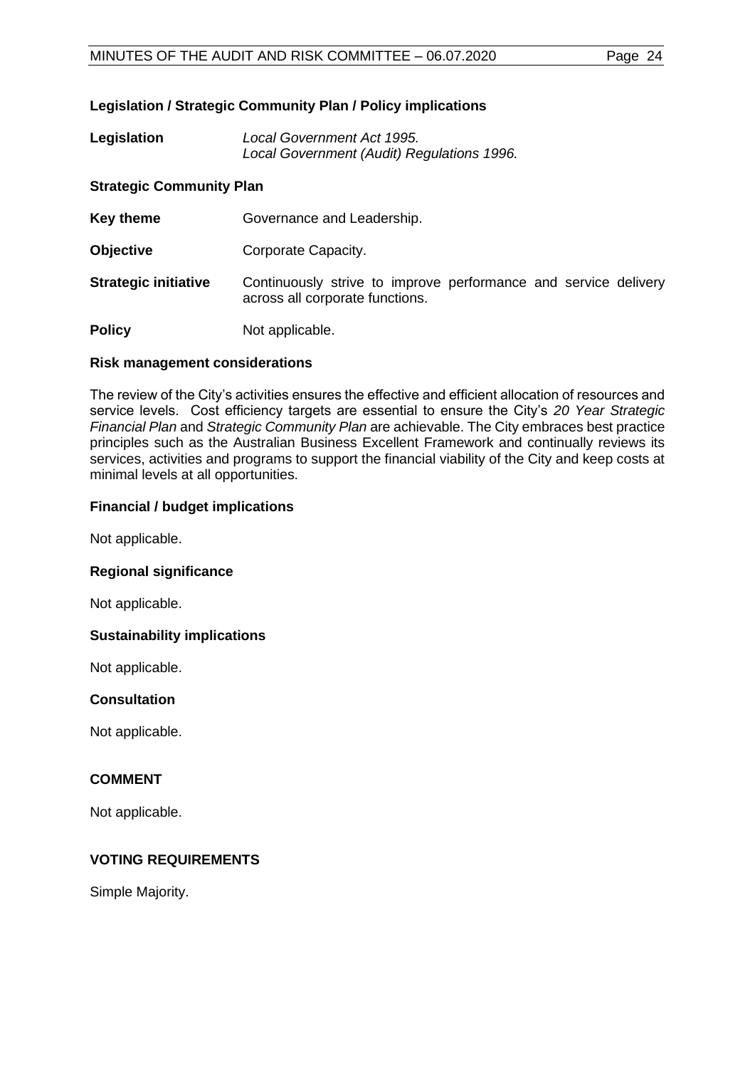**Legislation / Strategic Community Plan / Policy implications**

**Legislation** *Local Government Act 1995.*
*Local Government (Audit) Regulations 1996.*

**Strategic Community Plan**

**Key theme** Governance and Leadership.

**Objective** Corporate Capacity.

**Strategic initiative** Continuously strive to improve performance and service delivery across all corporate functions.

**Policy** Not applicable.

**Risk management considerations**

The review of the City's activities ensures the effective and efficient allocation of resources and service levels. Cost efficiency targets are essential to ensure the City's *20 Year Strategic Financial Plan* and *Strategic Community Plan* are achievable. The City embraces best practice principles such as the Australian Business Excellent Framework and continually reviews its services, activities and programs to support the financial viability of the City and keep costs at minimal levels at all opportunities.

**Financial / budget implications**

Not applicable.

**Regional significance**

Not applicable.

**Sustainability implications**

Not applicable.

**Consultation**

Not applicable.

## COMMENT

Not applicable.

## VOTING REQUIREMENTS

Simple Majority.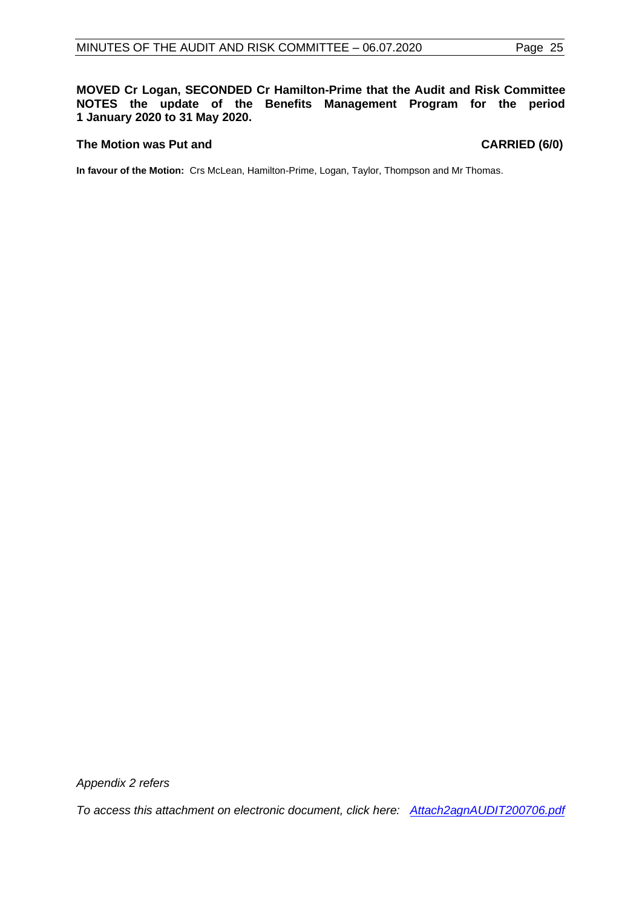**MOVED Cr Logan, SECONDED Cr Hamilton-Prime that the Audit and Risk Committee NOTES the update of the Benefits Management Program for the period 1 January 2020 to 31 May 2020.**

**The Motion was Put and CARRIED (6/0)**

**In favour of the Motion:** Crs McLean, Hamilton-Prime, Logan, Taylor, Thompson and Mr Thomas.

*Appendix 2 refers*

*To access this attachment on electronic document, click here: Attach2agnAUDIT200706.pdf*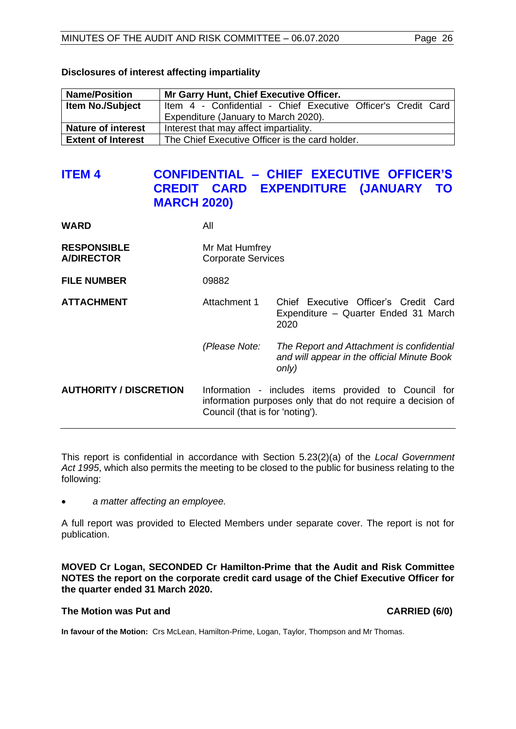**Disclosures of interest affecting impartiality**

| Name/Position | Mr Garry Hunt, Chief Executive Officer. |
|---|---|
| Item No./Subject | Item 4 - Confidential - Chief Executive Officer's Credit Card Expenditure (January to March 2020). |
| Nature of interest | Interest that may affect impartiality. |
| Extent of Interest | The Chief Executive Officer is the card holder. |

## ITEM 4 CONFIDENTIAL – CHIEF EXECUTIVE OFFICER'S CREDIT CARD EXPENDITURE (JANUARY TO MARCH 2020)

**WARD** All

**RESPONSIBLE A/DIRECTOR** Mr Mat Humfrey
Corporate Services

**FILE NUMBER** 09882

**ATTACHMENT** Attachment 1 Chief Executive Officer's Credit Card Expenditure – Quarter Ended 31 March 2020

*(Please Note: The Report and Attachment is confidential and will appear in the official Minute Book only)*

**AUTHORITY / DISCRETION** Information - includes items provided to Council for information purposes only that do not require a decision of Council (that is for 'noting').

---

This report is confidential in accordance with Section 5.23(2)(a) of the *Local Government Act 1995*, which also permits the meeting to be closed to the public for business relating to the following:

- *a matter affecting an employee.*

A full report was provided to Elected Members under separate cover. The report is not for publication.

**MOVED Cr Logan, SECONDED Cr Hamilton-Prime that the Audit and Risk Committee NOTES the report on the corporate credit card usage of the Chief Executive Officer for the quarter ended 31 March 2020.**

**The Motion was Put and CARRIED (6/0)**

**In favour of the Motion:** Crs McLean, Hamilton-Prime, Logan, Taylor, Thompson and Mr Thomas.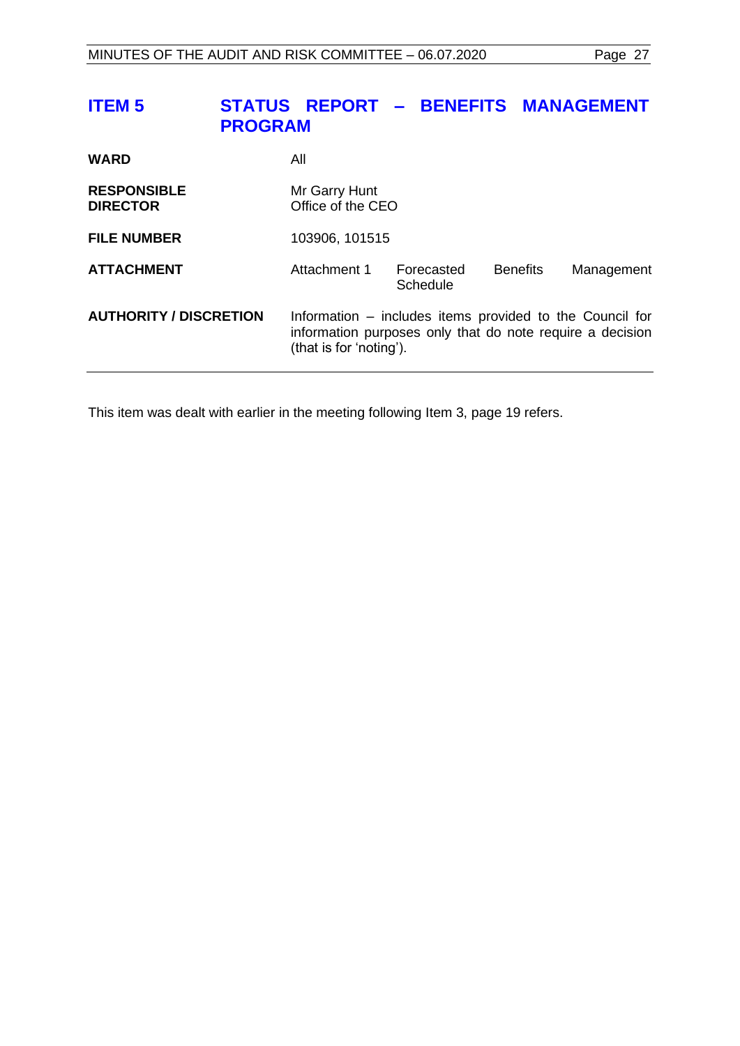## ITEM 5 STATUS REPORT – BENEFITS MANAGEMENT PROGRAM

| | |
|---|---|
| **WARD** | All |
| **RESPONSIBLE DIRECTOR** | Mr Garry Hunt<br>Office of the CEO |
| **FILE NUMBER** | 103906, 101515 |
| **ATTACHMENT** | Attachment 1 Forecasted Benefits Management Schedule |
| **AUTHORITY / DISCRETION** | Information – includes items provided to the Council for information purposes only that do note require a decision (that is for 'noting'). |

This item was dealt with earlier in the meeting following Item 3, page 19 refers.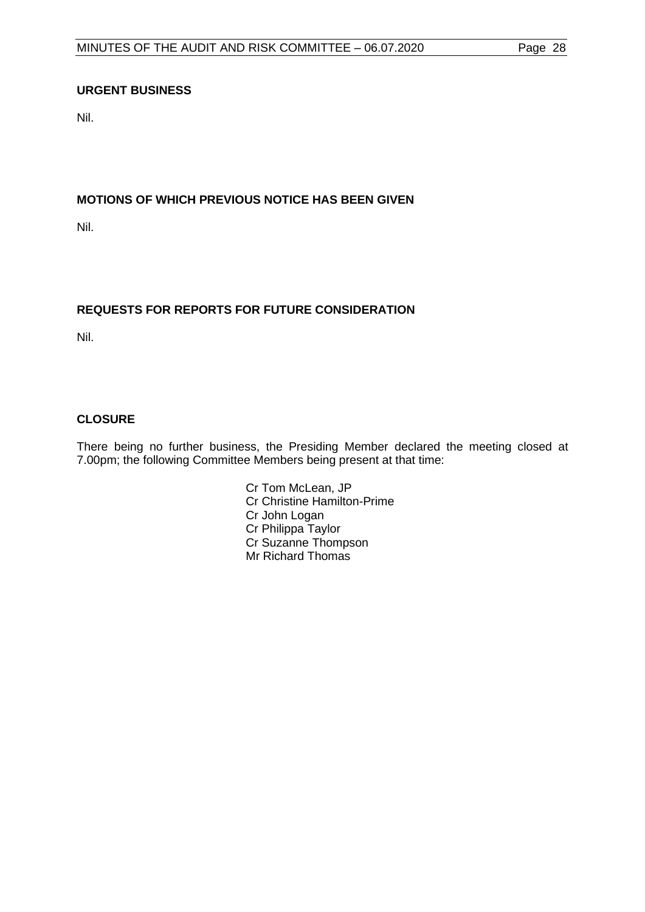## URGENT BUSINESS

Nil.

## MOTIONS OF WHICH PREVIOUS NOTICE HAS BEEN GIVEN

Nil.

## REQUESTS FOR REPORTS FOR FUTURE CONSIDERATION

Nil.

## CLOSURE

There being no further business, the Presiding Member declared the meeting closed at 7.00pm; the following Committee Members being present at that time:

Cr Tom McLean, JP
Cr Christine Hamilton-Prime
Cr John Logan
Cr Philippa Taylor
Cr Suzanne Thompson
Mr Richard Thomas